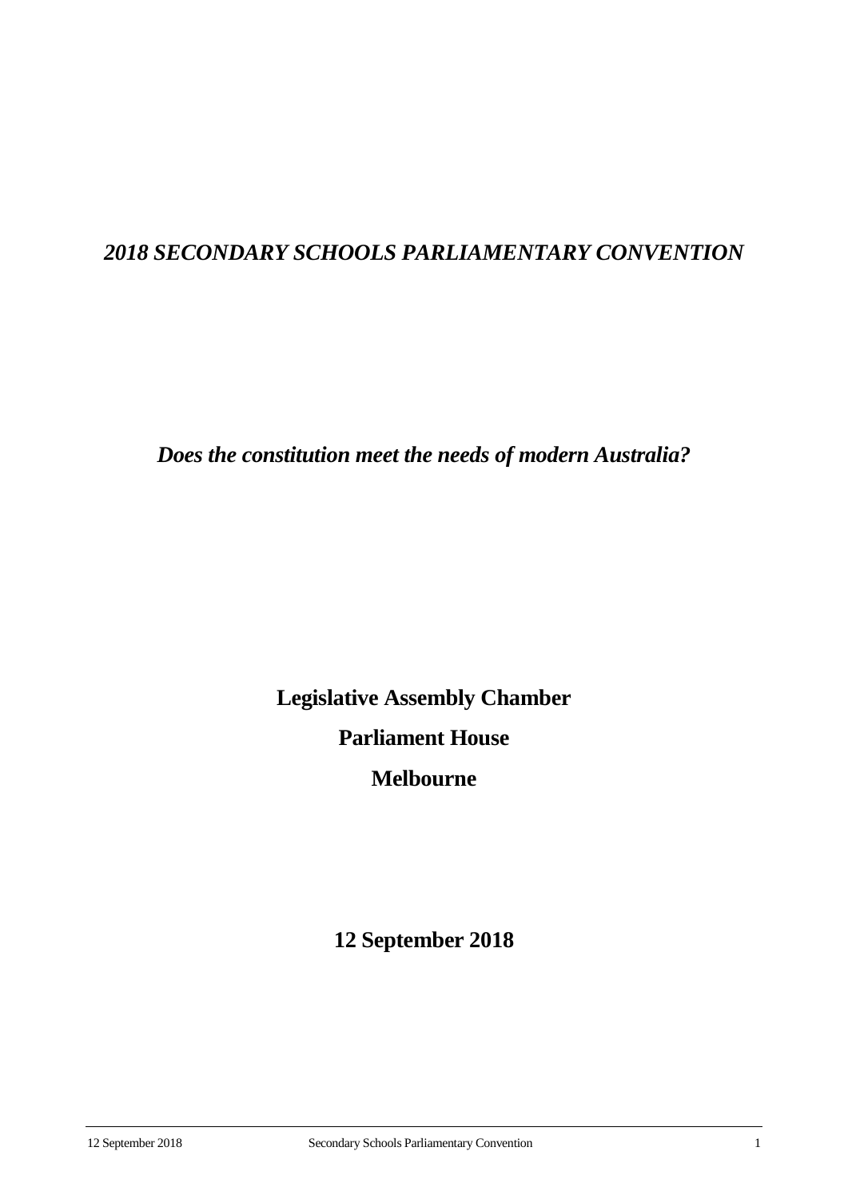***2018 SECONDARY SCHOOLS PARLIAMENTARY CONVENTION***

***Does the constitution meet the needs of modern Australia?***

**Legislative Assembly Chamber**

**Parliament House**

**Melbourne**

**12 September 2018**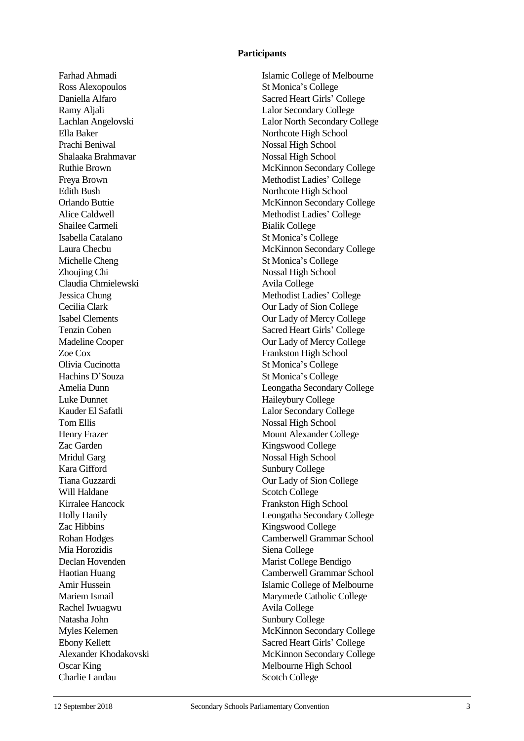**Participants**

| | |
|---|---|
| Farhad Ahmadi | Islamic College of Melbourne |
| Ross Alexopoulos | St Monica's College |
| Daniella Alfaro | Sacred Heart Girls' College |
| Ramy Aljali | Lalor Secondary College |
| Lachlan Angelovski | Lalor North Secondary College |
| Ella Baker | Northcote High School |
| Prachi Beniwal | Nossal High School |
| Shalaaka Brahmavar | Nossal High School |
| Ruthie Brown | McKinnon Secondary College |
| Freya Brown | Methodist Ladies' College |
| Edith Bush | Northcote High School |
| Orlando Buttie | McKinnon Secondary College |
| Alice Caldwell | Methodist Ladies' College |
| Shailee Carmeli | Bialik College |
| Isabella Catalano | St Monica's College |
| Laura Checbu | McKinnon Secondary College |
| Michelle Cheng | St Monica's College |
| Zhoujing Chi | Nossal High School |
| Claudia Chmielewski | Avila College |
| Jessica Chung | Methodist Ladies' College |
| Cecilia Clark | Our Lady of Sion College |
| Isabel Clements | Our Lady of Mercy College |
| Tenzin Cohen | Sacred Heart Girls' College |
| Madeline Cooper | Our Lady of Mercy College |
| Zoe Cox | Frankston High School |
| Olivia Cucinotta | St Monica's College |
| Hachins D'Souza | St Monica's College |
| Amelia Dunn | Leongatha Secondary College |
| Luke Dunnet | Haileybury College |
| Kauder El Safatli | Lalor Secondary College |
| Tom Ellis | Nossal High School |
| Henry Frazer | Mount Alexander College |
| Zac Garden | Kingswood College |
| Mridul Garg | Nossal High School |
| Kara Gifford | Sunbury College |
| Tiana Guzzardi | Our Lady of Sion College |
| Will Haldane | Scotch College |
| Kirralee Hancock | Frankston High School |
| Holly Hanily | Leongatha Secondary College |
| Zac Hibbins | Kingswood College |
| Rohan Hodges | Camberwell Grammar School |
| Mia Horozidis | Siena College |
| Declan Hovenden | Marist College Bendigo |
| Haotian Huang | Camberwell Grammar School |
| Amir Hussein | Islamic College of Melbourne |
| Mariem Ismail | Marymede Catholic College |
| Rachel Iwuagwu | Avila College |
| Natasha John | Sunbury College |
| Myles Kelemen | McKinnon Secondary College |
| Ebony Kellett | Sacred Heart Girls' College |
| Alexander Khodakovski | McKinnon Secondary College |
| Oscar King | Melbourne High School |
| Charlie Landau | Scotch College |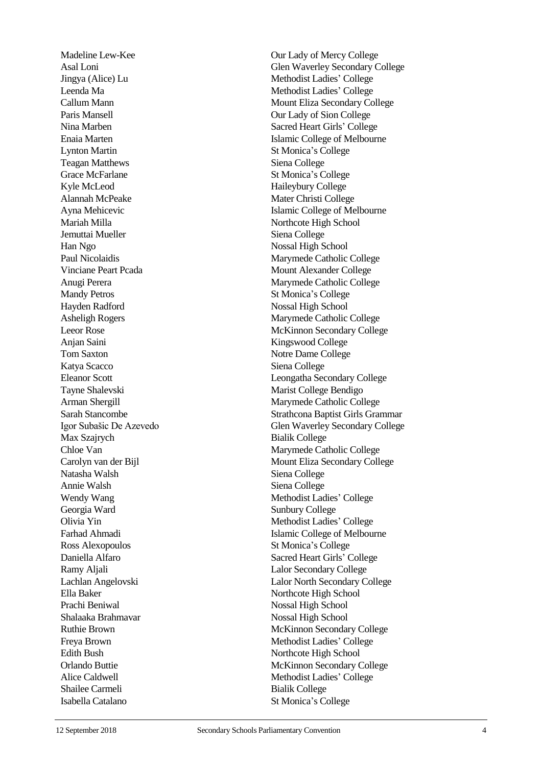| | |
|---|---|
| Madeline Lew-Kee | Our Lady of Mercy College |
| Asal Loni | Glen Waverley Secondary College |
| Jingya (Alice) Lu | Methodist Ladies' College |
| Leenda Ma | Methodist Ladies' College |
| Callum Mann | Mount Eliza Secondary College |
| Paris Mansell | Our Lady of Sion College |
| Nina Marben | Sacred Heart Girls' College |
| Enaia Marten | Islamic College of Melbourne |
| Lynton Martin | St Monica's College |
| Teagan Matthews | Siena College |
| Grace McFarlane | St Monica's College |
| Kyle McLeod | Haileybury College |
| Alannah McPeake | Mater Christi College |
| Ayna Mehicevic | Islamic College of Melbourne |
| Mariah Milla | Northcote High School |
| Jemuttai Mueller | Siena College |
| Han Ngo | Nossal High School |
| Paul Nicolaidis | Marymede Catholic College |
| Vinciane Peart Pcada | Mount Alexander College |
| Anugi Perera | Marymede Catholic College |
| Mandy Petros | St Monica's College |
| Hayden Radford | Nossal High School |
| Asheligh Rogers | Marymede Catholic College |
| Leeor Rose | McKinnon Secondary College |
| Anjan Saini | Kingswood College |
| Tom Saxton | Notre Dame College |
| Katya Scacco | Siena College |
| Eleanor Scott | Leongatha Secondary College |
| Tayne Shalevski | Marist College Bendigo |
| Arman Shergill | Marymede Catholic College |
| Sarah Stancombe | Strathcona Baptist Girls Grammar |
| Igor Subašic De Azevedo | Glen Waverley Secondary College |
| Max Szajrych | Bialik College |
| Chloe Van | Marymede Catholic College |
| Carolyn van der Bijl | Mount Eliza Secondary College |
| Natasha Walsh | Siena College |
| Annie Walsh | Siena College |
| Wendy Wang | Methodist Ladies' College |
| Georgia Ward | Sunbury College |
| Olivia Yin | Methodist Ladies' College |
| Farhad Ahmadi | Islamic College of Melbourne |
| Ross Alexopoulos | St Monica's College |
| Daniella Alfaro | Sacred Heart Girls' College |
| Ramy Aljali | Lalor Secondary College |
| Lachlan Angelovski | Lalor North Secondary College |
| Ella Baker | Northcote High School |
| Prachi Beniwal | Nossal High School |
| Shalaaka Brahmavar | Nossal High School |
| Ruthie Brown | McKinnon Secondary College |
| Freya Brown | Methodist Ladies' College |
| Edith Bush | Northcote High School |
| Orlando Buttie | McKinnon Secondary College |
| Alice Caldwell | Methodist Ladies' College |
| Shailee Carmeli | Bialik College |
| Isabella Catalano | St Monica's College |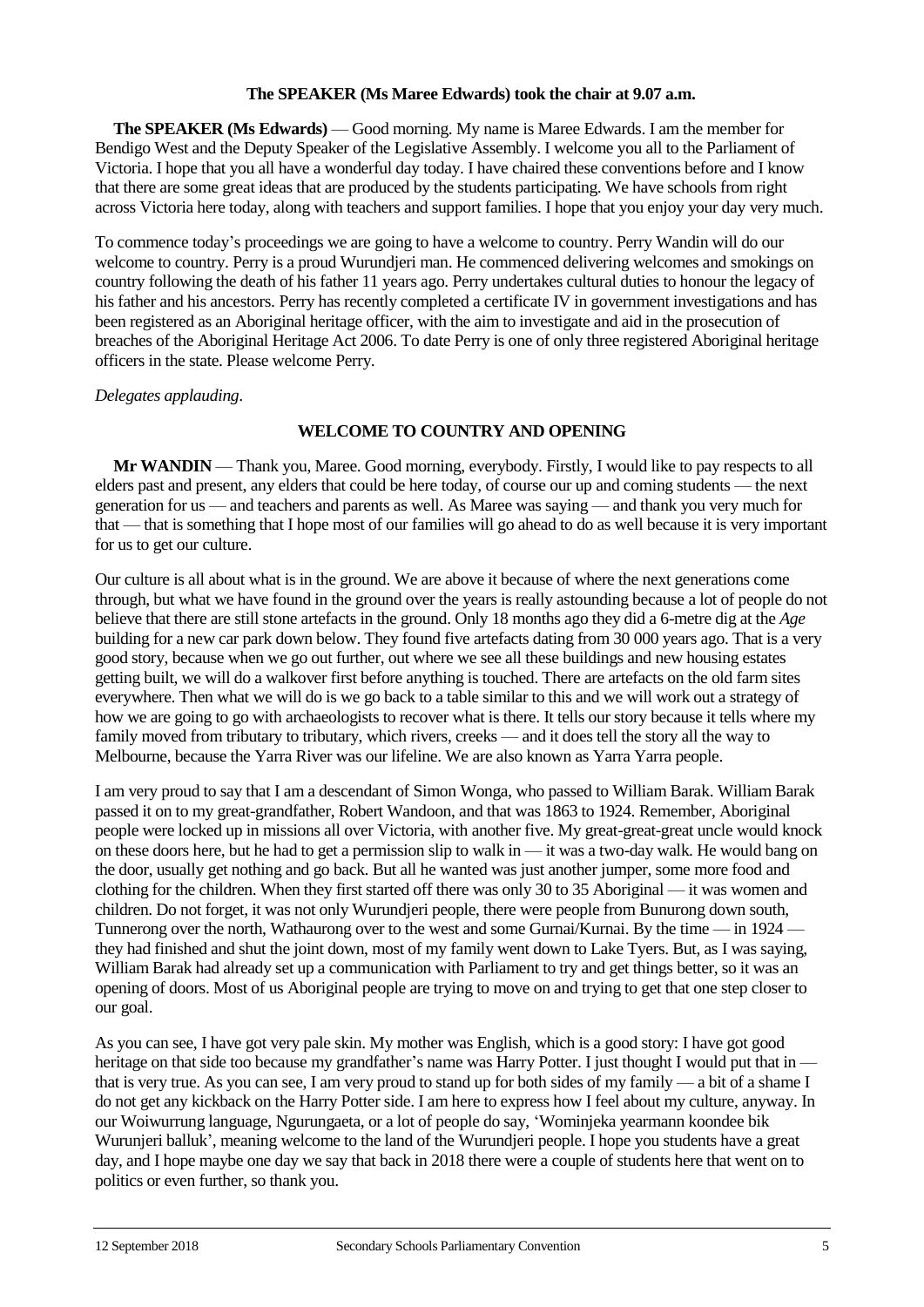**The SPEAKER (Ms Maree Edwards) took the chair at 9.07 a.m.**

**The SPEAKER (Ms Edwards)** — Good morning. My name is Maree Edwards. I am the member for Bendigo West and the Deputy Speaker of the Legislative Assembly. I welcome you all to the Parliament of Victoria. I hope that you all have a wonderful day today. I have chaired these conventions before and I know that there are some great ideas that are produced by the students participating. We have schools from right across Victoria here today, along with teachers and support families. I hope that you enjoy your day very much.

To commence today's proceedings we are going to have a welcome to country. Perry Wandin will do our welcome to country. Perry is a proud Wurundjeri man. He commenced delivering welcomes and smokings on country following the death of his father 11 years ago. Perry undertakes cultural duties to honour the legacy of his father and his ancestors. Perry has recently completed a certificate IV in government investigations and has been registered as an Aboriginal heritage officer, with the aim to investigate and aid in the prosecution of breaches of the Aboriginal Heritage Act 2006. To date Perry is one of only three registered Aboriginal heritage officers in the state. Please welcome Perry.

*Delegates applauding.*

## WELCOME TO COUNTRY AND OPENING

**Mr WANDIN** — Thank you, Maree. Good morning, everybody. Firstly, I would like to pay respects to all elders past and present, any elders that could be here today, of course our up and coming students — the next generation for us — and teachers and parents as well. As Maree was saying — and thank you very much for that — that is something that I hope most of our families will go ahead to do as well because it is very important for us to get our culture.

Our culture is all about what is in the ground. We are above it because of where the next generations come through, but what we have found in the ground over the years is really astounding because a lot of people do not believe that there are still stone artefacts in the ground. Only 18 months ago they did a 6-metre dig at the *Age* building for a new car park down below. They found five artefacts dating from 30 000 years ago. That is a very good story, because when we go out further, out where we see all these buildings and new housing estates getting built, we will do a walkover first before anything is touched. There are artefacts on the old farm sites everywhere. Then what we will do is we go back to a table similar to this and we will work out a strategy of how we are going to go with archaeologists to recover what is there. It tells our story because it tells where my family moved from tributary to tributary, which rivers, creeks — and it does tell the story all the way to Melbourne, because the Yarra River was our lifeline. We are also known as Yarra Yarra people.

I am very proud to say that I am a descendant of Simon Wonga, who passed to William Barak. William Barak passed it on to my great-grandfather, Robert Wandoon, and that was 1863 to 1924. Remember, Aboriginal people were locked up in missions all over Victoria, with another five. My great-great-great uncle would knock on these doors here, but he had to get a permission slip to walk in — it was a two-day walk. He would bang on the door, usually get nothing and go back. But all he wanted was just another jumper, some more food and clothing for the children. When they first started off there was only 30 to 35 Aboriginal — it was women and children. Do not forget, it was not only Wurundjeri people, there were people from Bunurong down south, Tunnerong over the north, Wathaurong over to the west and some Gurnai/Kurnai. By the time — in 1924 — they had finished and shut the joint down, most of my family went down to Lake Tyers. But, as I was saying, William Barak had already set up a communication with Parliament to try and get things better, so it was an opening of doors. Most of us Aboriginal people are trying to move on and trying to get that one step closer to our goal.

As you can see, I have got very pale skin. My mother was English, which is a good story: I have got good heritage on that side too because my grandfather's name was Harry Potter. I just thought I would put that in — that is very true. As you can see, I am very proud to stand up for both sides of my family — a bit of a shame I do not get any kickback on the Harry Potter side. I am here to express how I feel about my culture, anyway. In our Woiwurrung language, Ngurungaeta, or a lot of people do say, 'Wominjeka yearmann koondee bik Wurunjeri balluk', meaning welcome to the land of the Wurundjeri people. I hope you students have a great day, and I hope maybe one day we say that back in 2018 there were a couple of students here that went on to politics or even further, so thank you.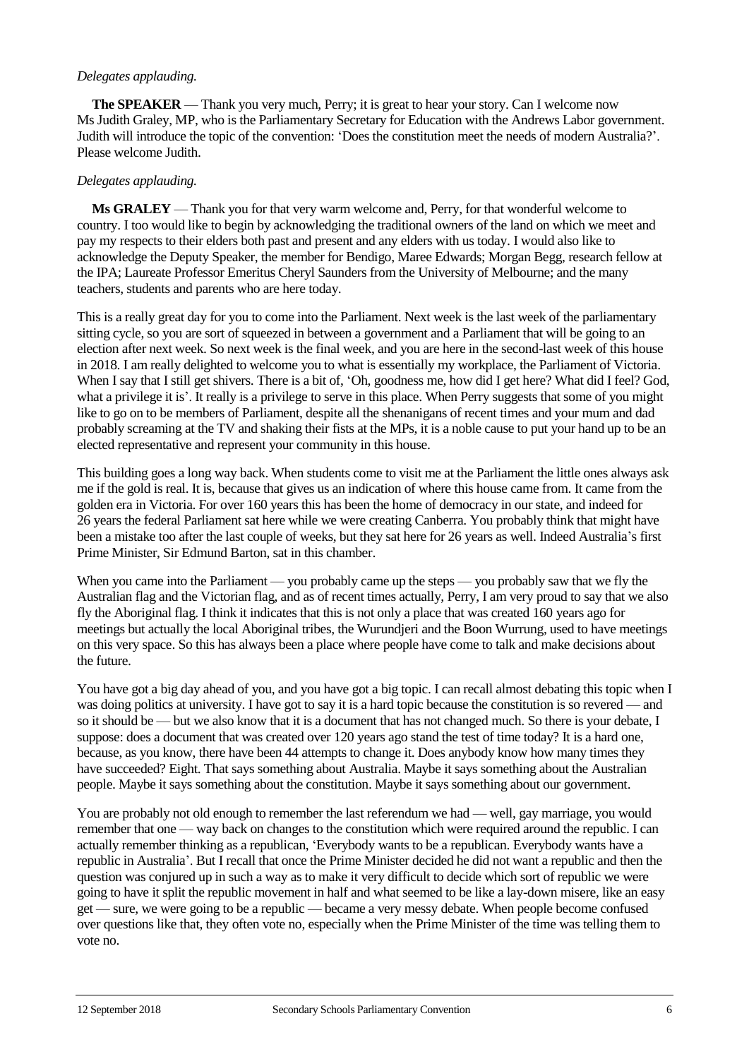*Delegates applauding.*

**The SPEAKER** — Thank you very much, Perry; it is great to hear your story. Can I welcome now Ms Judith Graley, MP, who is the Parliamentary Secretary for Education with the Andrews Labor government. Judith will introduce the topic of the convention: 'Does the constitution meet the needs of modern Australia?'. Please welcome Judith.

*Delegates applauding.*

**Ms GRALEY** — Thank you for that very warm welcome and, Perry, for that wonderful welcome to country. I too would like to begin by acknowledging the traditional owners of the land on which we meet and pay my respects to their elders both past and present and any elders with us today. I would also like to acknowledge the Deputy Speaker, the member for Bendigo, Maree Edwards; Morgan Begg, research fellow at the IPA; Laureate Professor Emeritus Cheryl Saunders from the University of Melbourne; and the many teachers, students and parents who are here today.

This is a really great day for you to come into the Parliament. Next week is the last week of the parliamentary sitting cycle, so you are sort of squeezed in between a government and a Parliament that will be going to an election after next week. So next week is the final week, and you are here in the second-last week of this house in 2018. I am really delighted to welcome you to what is essentially my workplace, the Parliament of Victoria. When I say that I still get shivers. There is a bit of, 'Oh, goodness me, how did I get here? What did I feel? God, what a privilege it is'. It really is a privilege to serve in this place. When Perry suggests that some of you might like to go on to be members of Parliament, despite all the shenanigans of recent times and your mum and dad probably screaming at the TV and shaking their fists at the MPs, it is a noble cause to put your hand up to be an elected representative and represent your community in this house.

This building goes a long way back. When students come to visit me at the Parliament the little ones always ask me if the gold is real. It is, because that gives us an indication of where this house came from. It came from the golden era in Victoria. For over 160 years this has been the home of democracy in our state, and indeed for 26 years the federal Parliament sat here while we were creating Canberra. You probably think that might have been a mistake too after the last couple of weeks, but they sat here for 26 years as well. Indeed Australia's first Prime Minister, Sir Edmund Barton, sat in this chamber.

When you came into the Parliament — you probably came up the steps — you probably saw that we fly the Australian flag and the Victorian flag, and as of recent times actually, Perry, I am very proud to say that we also fly the Aboriginal flag. I think it indicates that this is not only a place that was created 160 years ago for meetings but actually the local Aboriginal tribes, the Wurundjeri and the Boon Wurrung, used to have meetings on this very space. So this has always been a place where people have come to talk and make decisions about the future.

You have got a big day ahead of you, and you have got a big topic. I can recall almost debating this topic when I was doing politics at university. I have got to say it is a hard topic because the constitution is so revered — and so it should be — but we also know that it is a document that has not changed much. So there is your debate, I suppose: does a document that was created over 120 years ago stand the test of time today? It is a hard one, because, as you know, there have been 44 attempts to change it. Does anybody know how many times they have succeeded? Eight. That says something about Australia. Maybe it says something about the Australian people. Maybe it says something about the constitution. Maybe it says something about our government.

You are probably not old enough to remember the last referendum we had — well, gay marriage, you would remember that one — way back on changes to the constitution which were required around the republic. I can actually remember thinking as a republican, 'Everybody wants to be a republican. Everybody wants have a republic in Australia'. But I recall that once the Prime Minister decided he did not want a republic and then the question was conjured up in such a way as to make it very difficult to decide which sort of republic we were going to have it split the republic movement in half and what seemed to be like a lay-down misere, like an easy get — sure, we were going to be a republic — became a very messy debate. When people become confused over questions like that, they often vote no, especially when the Prime Minister of the time was telling them to vote no.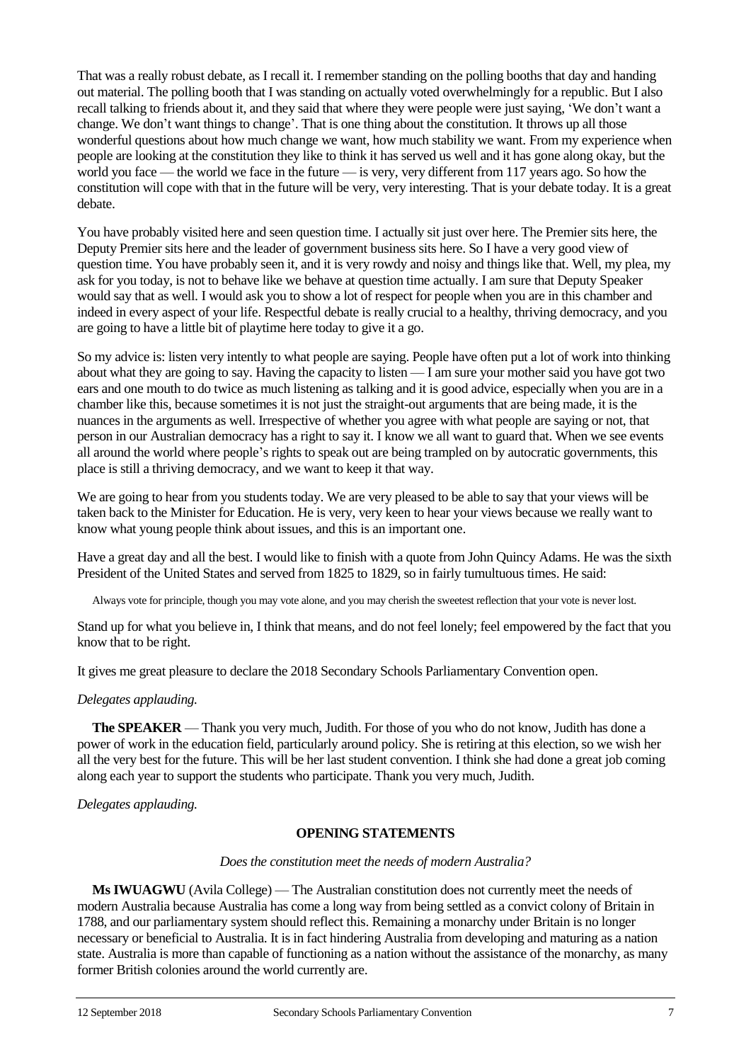That was a really robust debate, as I recall it. I remember standing on the polling booths that day and handing out material. The polling booth that I was standing on actually voted overwhelmingly for a republic. But I also recall talking to friends about it, and they said that where they were people were just saying, 'We don't want a change. We don't want things to change'. That is one thing about the constitution. It throws up all those wonderful questions about how much change we want, how much stability we want. From my experience when people are looking at the constitution they like to think it has served us well and it has gone along okay, but the world you face — the world we face in the future — is very, very different from 117 years ago. So how the constitution will cope with that in the future will be very, very interesting. That is your debate today. It is a great debate.

You have probably visited here and seen question time. I actually sit just over here. The Premier sits here, the Deputy Premier sits here and the leader of government business sits here. So I have a very good view of question time. You have probably seen it, and it is very rowdy and noisy and things like that. Well, my plea, my ask for you today, is not to behave like we behave at question time actually. I am sure that Deputy Speaker would say that as well. I would ask you to show a lot of respect for people when you are in this chamber and indeed in every aspect of your life. Respectful debate is really crucial to a healthy, thriving democracy, and you are going to have a little bit of playtime here today to give it a go.

So my advice is: listen very intently to what people are saying. People have often put a lot of work into thinking about what they are going to say. Having the capacity to listen — I am sure your mother said you have got two ears and one mouth to do twice as much listening as talking and it is good advice, especially when you are in a chamber like this, because sometimes it is not just the straight-out arguments that are being made, it is the nuances in the arguments as well. Irrespective of whether you agree with what people are saying or not, that person in our Australian democracy has a right to say it. I know we all want to guard that. When we see events all around the world where people's rights to speak out are being trampled on by autocratic governments, this place is still a thriving democracy, and we want to keep it that way.

We are going to hear from you students today. We are very pleased to be able to say that your views will be taken back to the Minister for Education. He is very, very keen to hear your views because we really want to know what young people think about issues, and this is an important one.

Have a great day and all the best. I would like to finish with a quote from John Quincy Adams. He was the sixth President of the United States and served from 1825 to 1829, so in fairly tumultuous times. He said:

> Always vote for principle, though you may vote alone, and you may cherish the sweetest reflection that your vote is never lost.

Stand up for what you believe in, I think that means, and do not feel lonely; feel empowered by the fact that you know that to be right.

It gives me great pleasure to declare the 2018 Secondary Schools Parliamentary Convention open.

*Delegates applauding.*

**The SPEAKER** — Thank you very much, Judith. For those of you who do not know, Judith has done a power of work in the education field, particularly around policy. She is retiring at this election, so we wish her all the very best for the future. This will be her last student convention. I think she had done a great job coming along each year to support the students who participate. Thank you very much, Judith.

*Delegates applauding.*

## OPENING STATEMENTS

*Does the constitution meet the needs of modern Australia?*

**Ms IWUAGWU** (Avila College) — The Australian constitution does not currently meet the needs of modern Australia because Australia has come a long way from being settled as a convict colony of Britain in 1788, and our parliamentary system should reflect this. Remaining a monarchy under Britain is no longer necessary or beneficial to Australia. It is in fact hindering Australia from developing and maturing as a nation state. Australia is more than capable of functioning as a nation without the assistance of the monarchy, as many former British colonies around the world currently are.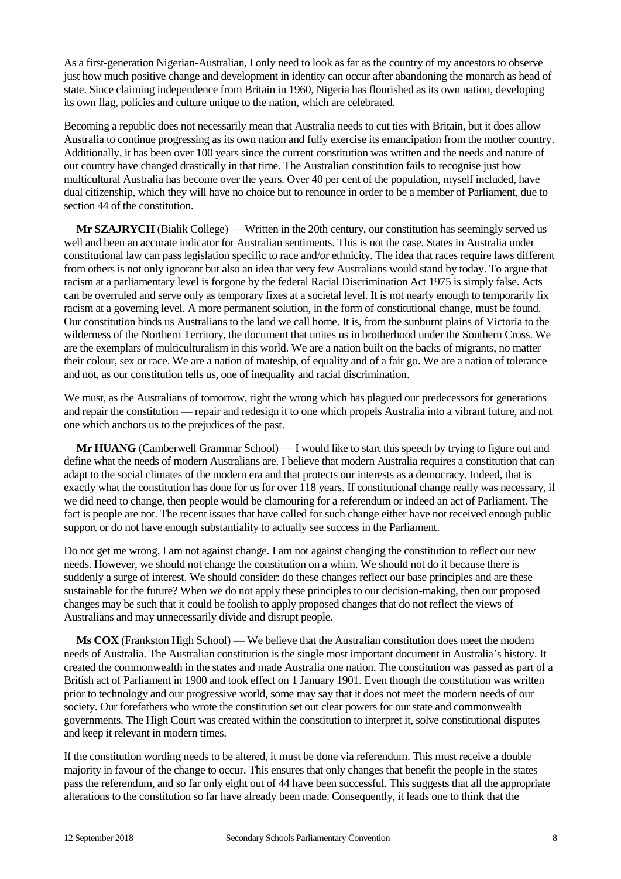As a first-generation Nigerian-Australian, I only need to look as far as the country of my ancestors to observe just how much positive change and development in identity can occur after abandoning the monarch as head of state. Since claiming independence from Britain in 1960, Nigeria has flourished as its own nation, developing its own flag, policies and culture unique to the nation, which are celebrated.

Becoming a republic does not necessarily mean that Australia needs to cut ties with Britain, but it does allow Australia to continue progressing as its own nation and fully exercise its emancipation from the mother country. Additionally, it has been over 100 years since the current constitution was written and the needs and nature of our country have changed drastically in that time. The Australian constitution fails to recognise just how multicultural Australia has become over the years. Over 40 per cent of the population, myself included, have dual citizenship, which they will have no choice but to renounce in order to be a member of Parliament, due to section 44 of the constitution.

**Mr SZAJRYCH** (Bialik College) — Written in the 20th century, our constitution has seemingly served us well and been an accurate indicator for Australian sentiments. This is not the case. States in Australia under constitutional law can pass legislation specific to race and/or ethnicity. The idea that races require laws different from others is not only ignorant but also an idea that very few Australians would stand by today. To argue that racism at a parliamentary level is forgone by the federal Racial Discrimination Act 1975 is simply false. Acts can be overruled and serve only as temporary fixes at a societal level. It is not nearly enough to temporarily fix racism at a governing level. A more permanent solution, in the form of constitutional change, must be found. Our constitution binds us Australians to the land we call home. It is, from the sunburnt plains of Victoria to the wilderness of the Northern Territory, the document that unites us in brotherhood under the Southern Cross. We are the exemplars of multiculturalism in this world. We are a nation built on the backs of migrants, no matter their colour, sex or race. We are a nation of mateship, of equality and of a fair go. We are a nation of tolerance and not, as our constitution tells us, one of inequality and racial discrimination.

We must, as the Australians of tomorrow, right the wrong which has plagued our predecessors for generations and repair the constitution — repair and redesign it to one which propels Australia into a vibrant future, and not one which anchors us to the prejudices of the past.

**Mr HUANG** (Camberwell Grammar School) — I would like to start this speech by trying to figure out and define what the needs of modern Australians are. I believe that modern Australia requires a constitution that can adapt to the social climates of the modern era and that protects our interests as a democracy. Indeed, that is exactly what the constitution has done for us for over 118 years. If constitutional change really was necessary, if we did need to change, then people would be clamouring for a referendum or indeed an act of Parliament. The fact is people are not. The recent issues that have called for such change either have not received enough public support or do not have enough substantiality to actually see success in the Parliament.

Do not get me wrong, I am not against change. I am not against changing the constitution to reflect our new needs. However, we should not change the constitution on a whim. We should not do it because there is suddenly a surge of interest. We should consider: do these changes reflect our base principles and are these sustainable for the future? When we do not apply these principles to our decision-making, then our proposed changes may be such that it could be foolish to apply proposed changes that do not reflect the views of Australians and may unnecessarily divide and disrupt people.

**Ms COX** (Frankston High School) — We believe that the Australian constitution does meet the modern needs of Australia. The Australian constitution is the single most important document in Australia's history. It created the commonwealth in the states and made Australia one nation. The constitution was passed as part of a British act of Parliament in 1900 and took effect on 1 January 1901. Even though the constitution was written prior to technology and our progressive world, some may say that it does not meet the modern needs of our society. Our forefathers who wrote the constitution set out clear powers for our state and commonwealth governments. The High Court was created within the constitution to interpret it, solve constitutional disputes and keep it relevant in modern times.

If the constitution wording needs to be altered, it must be done via referendum. This must receive a double majority in favour of the change to occur. This ensures that only changes that benefit the people in the states pass the referendum, and so far only eight out of 44 have been successful. This suggests that all the appropriate alterations to the constitution so far have already been made. Consequently, it leads one to think that the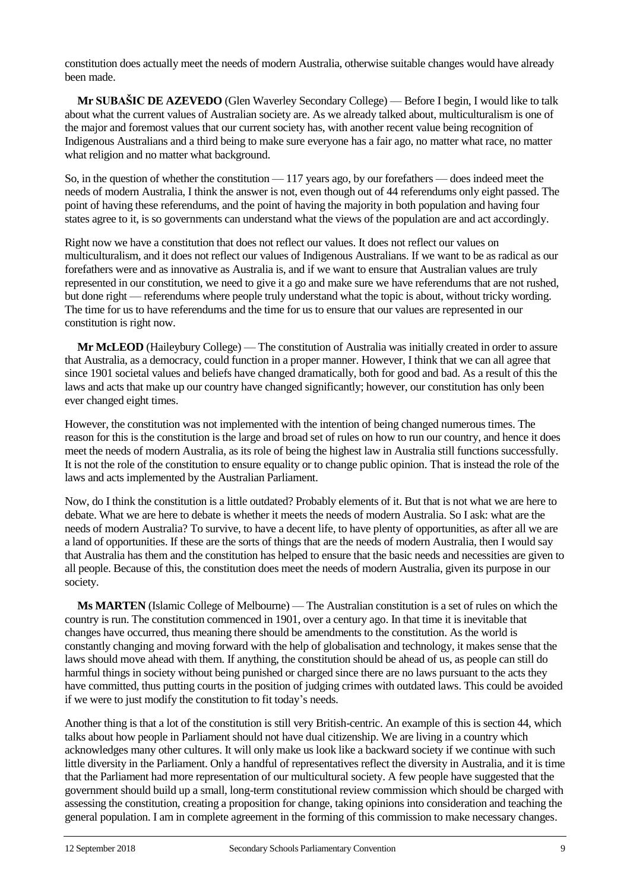constitution does actually meet the needs of modern Australia, otherwise suitable changes would have already been made.

**Mr SUBAŠIC DE AZEVEDO** (Glen Waverley Secondary College) — Before I begin, I would like to talk about what the current values of Australian society are. As we already talked about, multiculturalism is one of the major and foremost values that our current society has, with another recent value being recognition of Indigenous Australians and a third being to make sure everyone has a fair go, no matter what race, no matter what religion and no matter what background.

So, in the question of whether the constitution — 117 years ago, by our forefathers — does indeed meet the needs of modern Australia, I think the answer is not, even though out of 44 referendums only eight passed. The point of having these referendums, and the point of having the majority in both population and having four states agree to it, is so governments can understand what the views of the population are and act accordingly.

Right now we have a constitution that does not reflect our values. It does not reflect our values on multiculturalism, and it does not reflect our values of Indigenous Australians. If we want to be as radical as our forefathers were and as innovative as Australia is, and if we want to ensure that Australian values are truly represented in our constitution, we need to give it a go and make sure we have referendums that are not rushed, but done right — referendums where people truly understand what the topic is about, without tricky wording. The time for us to have referendums and the time for us to ensure that our values are represented in our constitution is right now.

**Mr McLEOD** (Haileybury College) — The constitution of Australia was initially created in order to assure that Australia, as a democracy, could function in a proper manner. However, I think that we can all agree that since 1901 societal values and beliefs have changed dramatically, both for good and bad. As a result of this the laws and acts that make up our country have changed significantly; however, our constitution has only been ever changed eight times.

However, the constitution was not implemented with the intention of being changed numerous times. The reason for this is the constitution is the large and broad set of rules on how to run our country, and hence it does meet the needs of modern Australia, as its role of being the highest law in Australia still functions successfully. It is not the role of the constitution to ensure equality or to change public opinion. That is instead the role of the laws and acts implemented by the Australian Parliament.

Now, do I think the constitution is a little outdated? Probably elements of it. But that is not what we are here to debate. What we are here to debate is whether it meets the needs of modern Australia. So I ask: what are the needs of modern Australia? To survive, to have a decent life, to have plenty of opportunities, as after all we are a land of opportunities. If these are the sorts of things that are the needs of modern Australia, then I would say that Australia has them and the constitution has helped to ensure that the basic needs and necessities are given to all people. Because of this, the constitution does meet the needs of modern Australia, given its purpose in our society.

**Ms MARTEN** (Islamic College of Melbourne) — The Australian constitution is a set of rules on which the country is run. The constitution commenced in 1901, over a century ago. In that time it is inevitable that changes have occurred, thus meaning there should be amendments to the constitution. As the world is constantly changing and moving forward with the help of globalisation and technology, it makes sense that the laws should move ahead with them. If anything, the constitution should be ahead of us, as people can still do harmful things in society without being punished or charged since there are no laws pursuant to the acts they have committed, thus putting courts in the position of judging crimes with outdated laws. This could be avoided if we were to just modify the constitution to fit today's needs.

Another thing is that a lot of the constitution is still very British-centric. An example of this is section 44, which talks about how people in Parliament should not have dual citizenship. We are living in a country which acknowledges many other cultures. It will only make us look like a backward society if we continue with such little diversity in the Parliament. Only a handful of representatives reflect the diversity in Australia, and it is time that the Parliament had more representation of our multicultural society. A few people have suggested that the government should build up a small, long-term constitutional review commission which should be charged with assessing the constitution, creating a proposition for change, taking opinions into consideration and teaching the general population. I am in complete agreement in the forming of this commission to make necessary changes.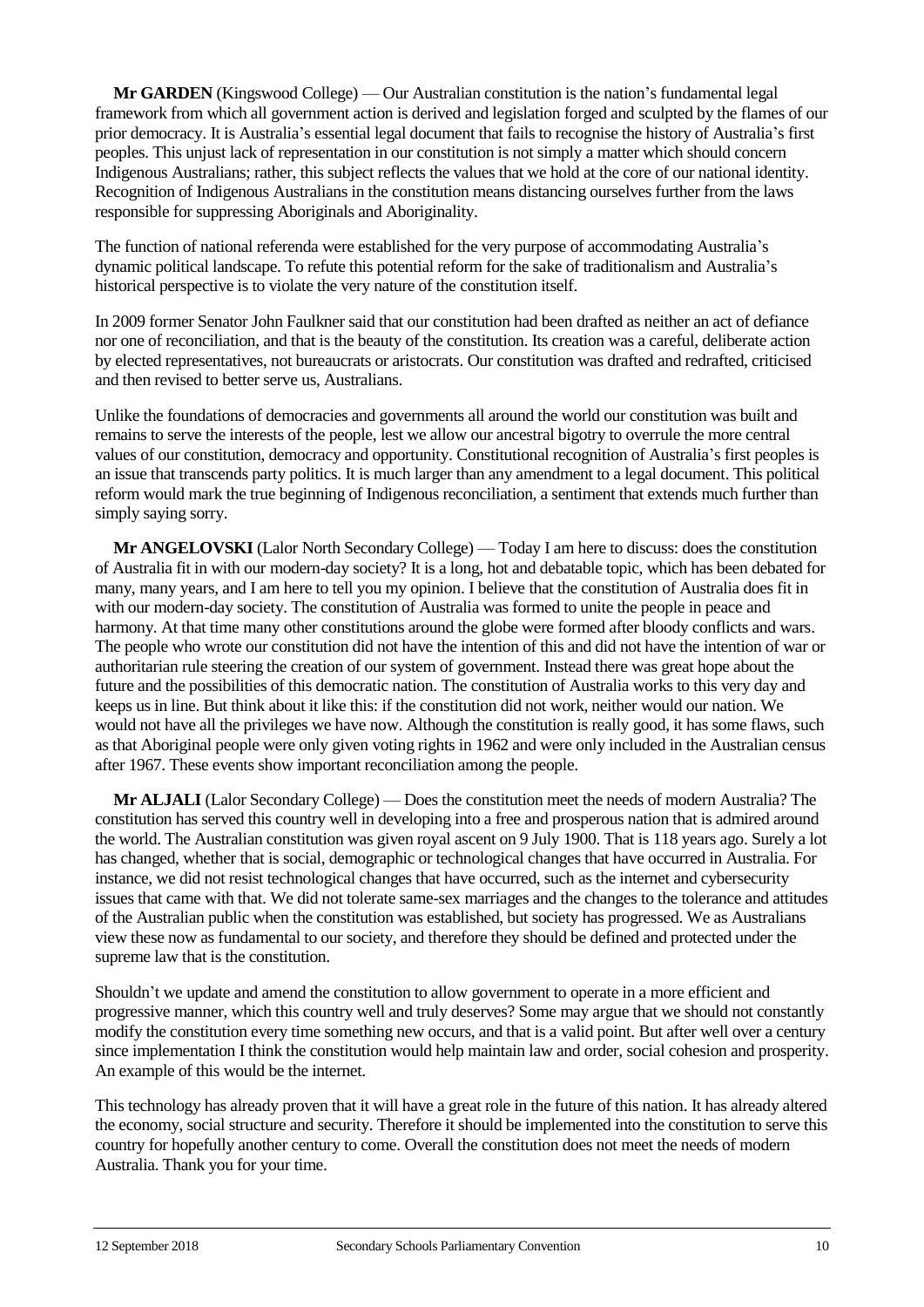**Mr GARDEN** (Kingswood College) — Our Australian constitution is the nation's fundamental legal framework from which all government action is derived and legislation forged and sculpted by the flames of our prior democracy. It is Australia's essential legal document that fails to recognise the history of Australia's first peoples. This unjust lack of representation in our constitution is not simply a matter which should concern Indigenous Australians; rather, this subject reflects the values that we hold at the core of our national identity. Recognition of Indigenous Australians in the constitution means distancing ourselves further from the laws responsible for suppressing Aboriginals and Aboriginality.

The function of national referenda were established for the very purpose of accommodating Australia's dynamic political landscape. To refute this potential reform for the sake of traditionalism and Australia's historical perspective is to violate the very nature of the constitution itself.

In 2009 former Senator John Faulkner said that our constitution had been drafted as neither an act of defiance nor one of reconciliation, and that is the beauty of the constitution. Its creation was a careful, deliberate action by elected representatives, not bureaucrats or aristocrats. Our constitution was drafted and redrafted, criticised and then revised to better serve us, Australians.

Unlike the foundations of democracies and governments all around the world our constitution was built and remains to serve the interests of the people, lest we allow our ancestral bigotry to overrule the more central values of our constitution, democracy and opportunity. Constitutional recognition of Australia's first peoples is an issue that transcends party politics. It is much larger than any amendment to a legal document. This political reform would mark the true beginning of Indigenous reconciliation, a sentiment that extends much further than simply saying sorry.

**Mr ANGELOVSKI** (Lalor North Secondary College) — Today I am here to discuss: does the constitution of Australia fit in with our modern-day society? It is a long, hot and debatable topic, which has been debated for many, many years, and I am here to tell you my opinion. I believe that the constitution of Australia does fit in with our modern-day society. The constitution of Australia was formed to unite the people in peace and harmony. At that time many other constitutions around the globe were formed after bloody conflicts and wars. The people who wrote our constitution did not have the intention of this and did not have the intention of war or authoritarian rule steering the creation of our system of government. Instead there was great hope about the future and the possibilities of this democratic nation. The constitution of Australia works to this very day and keeps us in line. But think about it like this: if the constitution did not work, neither would our nation. We would not have all the privileges we have now. Although the constitution is really good, it has some flaws, such as that Aboriginal people were only given voting rights in 1962 and were only included in the Australian census after 1967. These events show important reconciliation among the people.

**Mr ALJALI** (Lalor Secondary College) — Does the constitution meet the needs of modern Australia? The constitution has served this country well in developing into a free and prosperous nation that is admired around the world. The Australian constitution was given royal ascent on 9 July 1900. That is 118 years ago. Surely a lot has changed, whether that is social, demographic or technological changes that have occurred in Australia. For instance, we did not resist technological changes that have occurred, such as the internet and cybersecurity issues that came with that. We did not tolerate same-sex marriages and the changes to the tolerance and attitudes of the Australian public when the constitution was established, but society has progressed. We as Australians view these now as fundamental to our society, and therefore they should be defined and protected under the supreme law that is the constitution.

Shouldn't we update and amend the constitution to allow government to operate in a more efficient and progressive manner, which this country well and truly deserves? Some may argue that we should not constantly modify the constitution every time something new occurs, and that is a valid point. But after well over a century since implementation I think the constitution would help maintain law and order, social cohesion and prosperity. An example of this would be the internet.

This technology has already proven that it will have a great role in the future of this nation. It has already altered the economy, social structure and security. Therefore it should be implemented into the constitution to serve this country for hopefully another century to come. Overall the constitution does not meet the needs of modern Australia. Thank you for your time.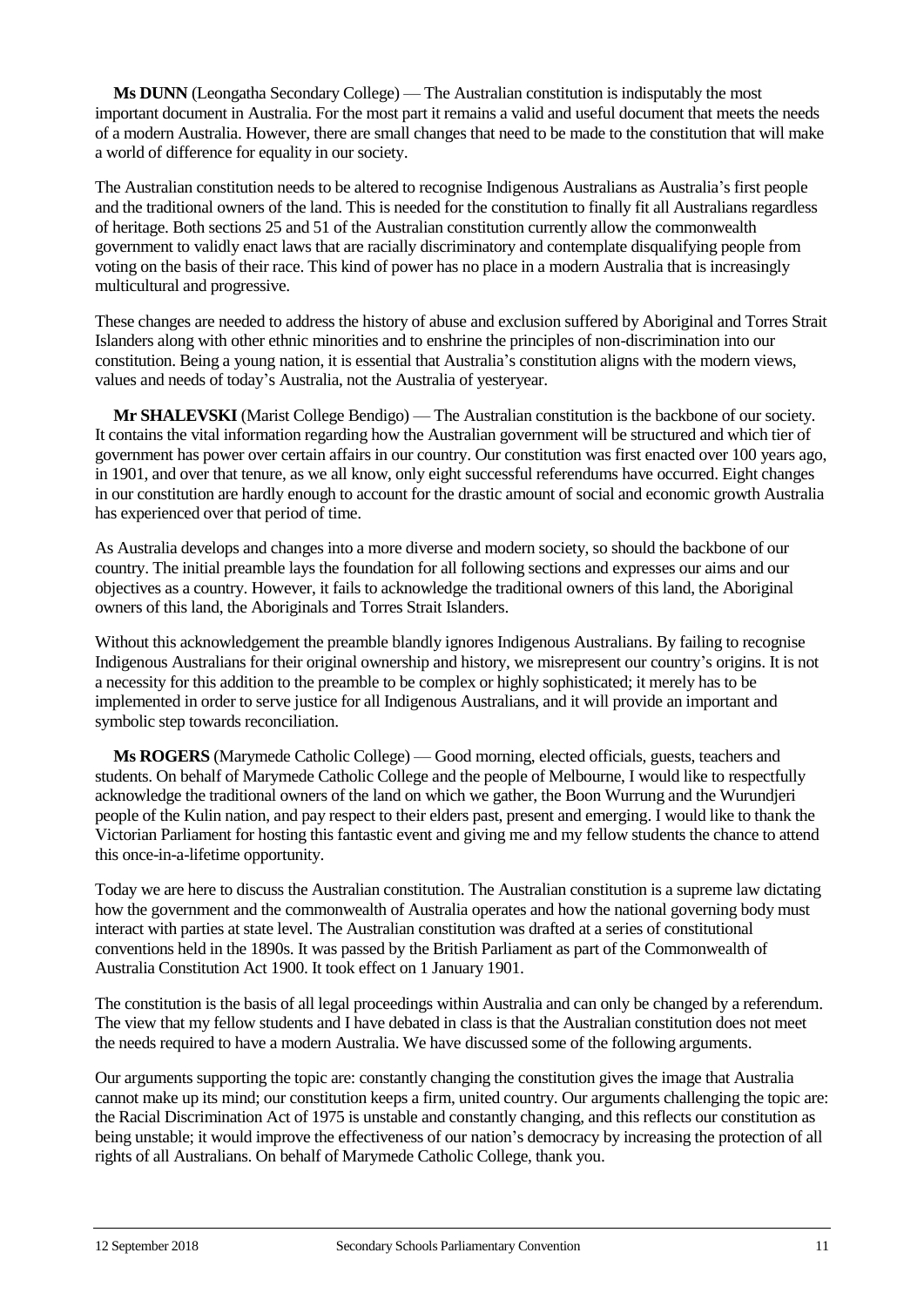**Ms DUNN** (Leongatha Secondary College) — The Australian constitution is indisputably the most important document in Australia. For the most part it remains a valid and useful document that meets the needs of a modern Australia. However, there are small changes that need to be made to the constitution that will make a world of difference for equality in our society.

The Australian constitution needs to be altered to recognise Indigenous Australians as Australia's first people and the traditional owners of the land. This is needed for the constitution to finally fit all Australians regardless of heritage. Both sections 25 and 51 of the Australian constitution currently allow the commonwealth government to validly enact laws that are racially discriminatory and contemplate disqualifying people from voting on the basis of their race. This kind of power has no place in a modern Australia that is increasingly multicultural and progressive.

These changes are needed to address the history of abuse and exclusion suffered by Aboriginal and Torres Strait Islanders along with other ethnic minorities and to enshrine the principles of non-discrimination into our constitution. Being a young nation, it is essential that Australia's constitution aligns with the modern views, values and needs of today's Australia, not the Australia of yesteryear.

**Mr SHALEVSKI** (Marist College Bendigo) — The Australian constitution is the backbone of our society. It contains the vital information regarding how the Australian government will be structured and which tier of government has power over certain affairs in our country. Our constitution was first enacted over 100 years ago, in 1901, and over that tenure, as we all know, only eight successful referendums have occurred. Eight changes in our constitution are hardly enough to account for the drastic amount of social and economic growth Australia has experienced over that period of time.

As Australia develops and changes into a more diverse and modern society, so should the backbone of our country. The initial preamble lays the foundation for all following sections and expresses our aims and our objectives as a country. However, it fails to acknowledge the traditional owners of this land, the Aboriginal owners of this land, the Aboriginals and Torres Strait Islanders.

Without this acknowledgement the preamble blandly ignores Indigenous Australians. By failing to recognise Indigenous Australians for their original ownership and history, we misrepresent our country's origins. It is not a necessity for this addition to the preamble to be complex or highly sophisticated; it merely has to be implemented in order to serve justice for all Indigenous Australians, and it will provide an important and symbolic step towards reconciliation.

**Ms ROGERS** (Marymede Catholic College) — Good morning, elected officials, guests, teachers and students. On behalf of Marymede Catholic College and the people of Melbourne, I would like to respectfully acknowledge the traditional owners of the land on which we gather, the Boon Wurrung and the Wurundjeri people of the Kulin nation, and pay respect to their elders past, present and emerging. I would like to thank the Victorian Parliament for hosting this fantastic event and giving me and my fellow students the chance to attend this once-in-a-lifetime opportunity.

Today we are here to discuss the Australian constitution. The Australian constitution is a supreme law dictating how the government and the commonwealth of Australia operates and how the national governing body must interact with parties at state level. The Australian constitution was drafted at a series of constitutional conventions held in the 1890s. It was passed by the British Parliament as part of the Commonwealth of Australia Constitution Act 1900. It took effect on 1 January 1901.

The constitution is the basis of all legal proceedings within Australia and can only be changed by a referendum. The view that my fellow students and I have debated in class is that the Australian constitution does not meet the needs required to have a modern Australia. We have discussed some of the following arguments.

Our arguments supporting the topic are: constantly changing the constitution gives the image that Australia cannot make up its mind; our constitution keeps a firm, united country. Our arguments challenging the topic are: the Racial Discrimination Act of 1975 is unstable and constantly changing, and this reflects our constitution as being unstable; it would improve the effectiveness of our nation's democracy by increasing the protection of all rights of all Australians. On behalf of Marymede Catholic College, thank you.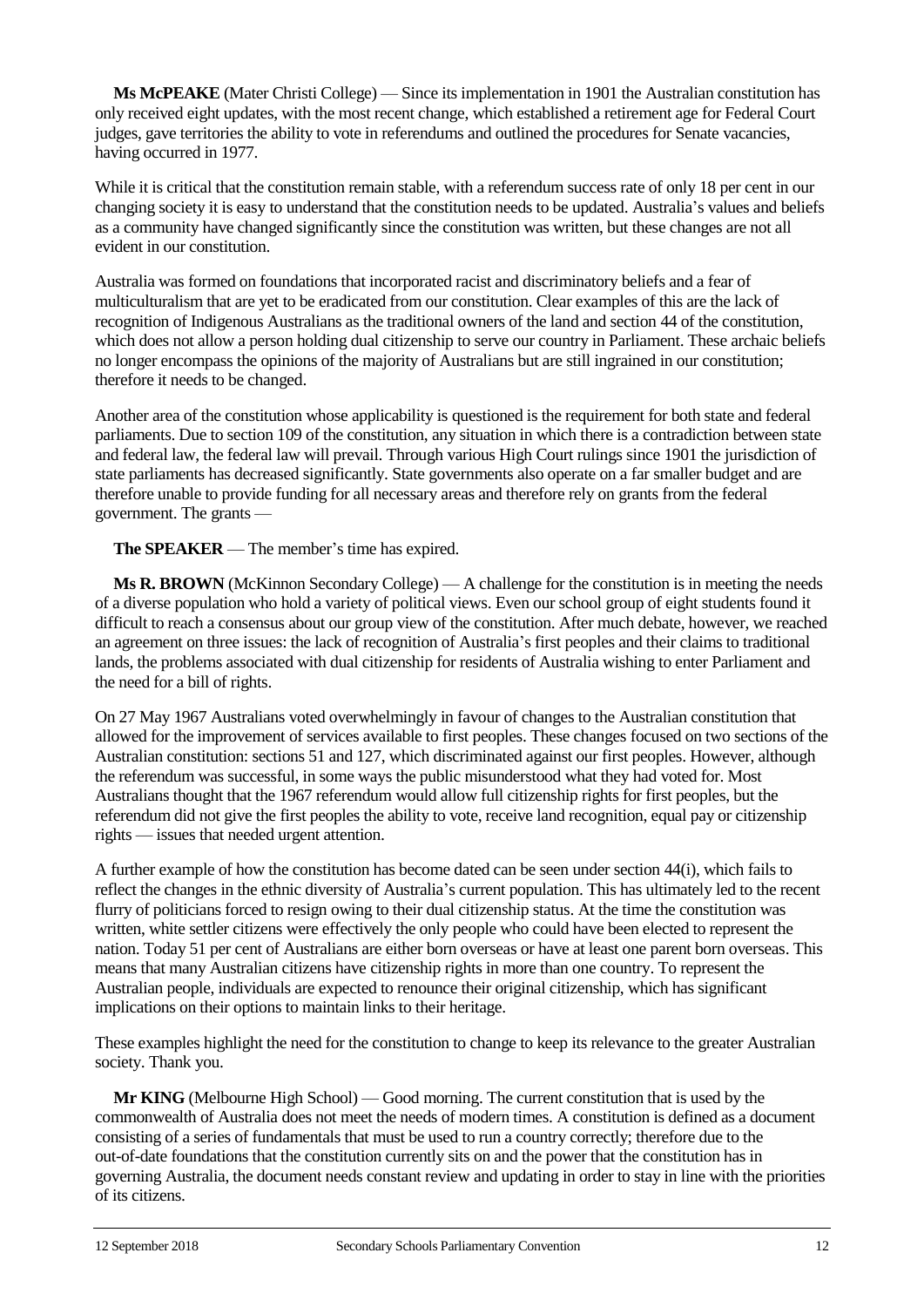**Ms McPEAKE** (Mater Christi College) — Since its implementation in 1901 the Australian constitution has only received eight updates, with the most recent change, which established a retirement age for Federal Court judges, gave territories the ability to vote in referendums and outlined the procedures for Senate vacancies, having occurred in 1977.

While it is critical that the constitution remain stable, with a referendum success rate of only 18 per cent in our changing society it is easy to understand that the constitution needs to be updated. Australia's values and beliefs as a community have changed significantly since the constitution was written, but these changes are not all evident in our constitution.

Australia was formed on foundations that incorporated racist and discriminatory beliefs and a fear of multiculturalism that are yet to be eradicated from our constitution. Clear examples of this are the lack of recognition of Indigenous Australians as the traditional owners of the land and section 44 of the constitution, which does not allow a person holding dual citizenship to serve our country in Parliament. These archaic beliefs no longer encompass the opinions of the majority of Australians but are still ingrained in our constitution; therefore it needs to be changed.

Another area of the constitution whose applicability is questioned is the requirement for both state and federal parliaments. Due to section 109 of the constitution, any situation in which there is a contradiction between state and federal law, the federal law will prevail. Through various High Court rulings since 1901 the jurisdiction of state parliaments has decreased significantly. State governments also operate on a far smaller budget and are therefore unable to provide funding for all necessary areas and therefore rely on grants from the federal government. The grants —

**The SPEAKER** — The member's time has expired.

**Ms R. BROWN** (McKinnon Secondary College) — A challenge for the constitution is in meeting the needs of a diverse population who hold a variety of political views. Even our school group of eight students found it difficult to reach a consensus about our group view of the constitution. After much debate, however, we reached an agreement on three issues: the lack of recognition of Australia's first peoples and their claims to traditional lands, the problems associated with dual citizenship for residents of Australia wishing to enter Parliament and the need for a bill of rights.

On 27 May 1967 Australians voted overwhelmingly in favour of changes to the Australian constitution that allowed for the improvement of services available to first peoples. These changes focused on two sections of the Australian constitution: sections 51 and 127, which discriminated against our first peoples. However, although the referendum was successful, in some ways the public misunderstood what they had voted for. Most Australians thought that the 1967 referendum would allow full citizenship rights for first peoples, but the referendum did not give the first peoples the ability to vote, receive land recognition, equal pay or citizenship rights — issues that needed urgent attention.

A further example of how the constitution has become dated can be seen under section 44(i), which fails to reflect the changes in the ethnic diversity of Australia's current population. This has ultimately led to the recent flurry of politicians forced to resign owing to their dual citizenship status. At the time the constitution was written, white settler citizens were effectively the only people who could have been elected to represent the nation. Today 51 per cent of Australians are either born overseas or have at least one parent born overseas. This means that many Australian citizens have citizenship rights in more than one country. To represent the Australian people, individuals are expected to renounce their original citizenship, which has significant implications on their options to maintain links to their heritage.

These examples highlight the need for the constitution to change to keep its relevance to the greater Australian society. Thank you.

**Mr KING** (Melbourne High School) — Good morning. The current constitution that is used by the commonwealth of Australia does not meet the needs of modern times. A constitution is defined as a document consisting of a series of fundamentals that must be used to run a country correctly; therefore due to the out-of-date foundations that the constitution currently sits on and the power that the constitution has in governing Australia, the document needs constant review and updating in order to stay in line with the priorities of its citizens.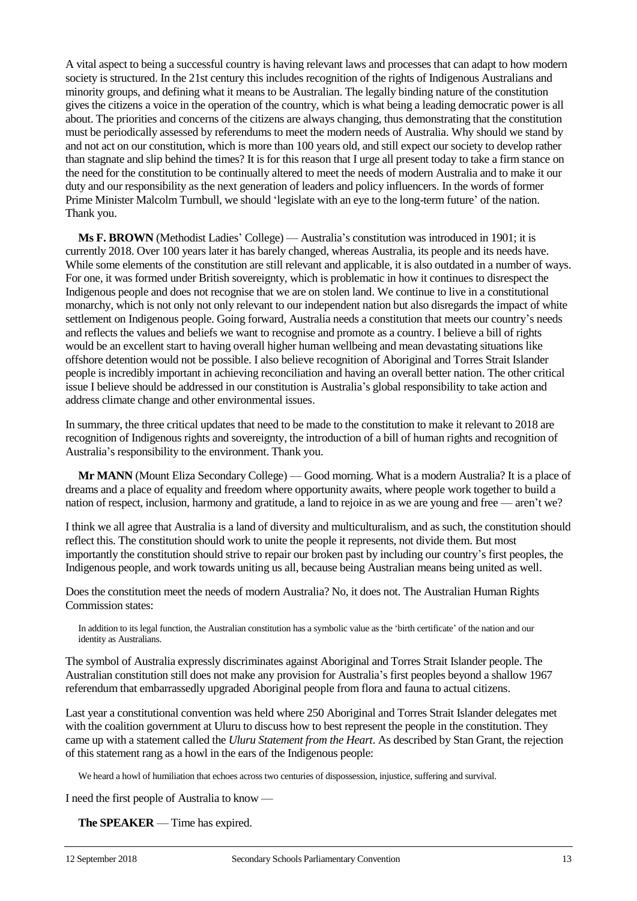A vital aspect to being a successful country is having relevant laws and processes that can adapt to how modern society is structured. In the 21st century this includes recognition of the rights of Indigenous Australians and minority groups, and defining what it means to be Australian. The legally binding nature of the constitution gives the citizens a voice in the operation of the country, which is what being a leading democratic power is all about. The priorities and concerns of the citizens are always changing, thus demonstrating that the constitution must be periodically assessed by referendums to meet the modern needs of Australia. Why should we stand by and not act on our constitution, which is more than 100 years old, and still expect our society to develop rather than stagnate and slip behind the times? It is for this reason that I urge all present today to take a firm stance on the need for the constitution to be continually altered to meet the needs of modern Australia and to make it our duty and our responsibility as the next generation of leaders and policy influencers. In the words of former Prime Minister Malcolm Turnbull, we should 'legislate with an eye to the long-term future' of the nation. Thank you.

**Ms F. BROWN** (Methodist Ladies' College) — Australia's constitution was introduced in 1901; it is currently 2018. Over 100 years later it has barely changed, whereas Australia, its people and its needs have. While some elements of the constitution are still relevant and applicable, it is also outdated in a number of ways. For one, it was formed under British sovereignty, which is problematic in how it continues to disrespect the Indigenous people and does not recognise that we are on stolen land. We continue to live in a constitutional monarchy, which is not only not only relevant to our independent nation but also disregards the impact of white settlement on Indigenous people. Going forward, Australia needs a constitution that meets our country's needs and reflects the values and beliefs we want to recognise and promote as a country. I believe a bill of rights would be an excellent start to having overall higher human wellbeing and mean devastating situations like offshore detention would not be possible. I also believe recognition of Aboriginal and Torres Strait Islander people is incredibly important in achieving reconciliation and having an overall better nation. The other critical issue I believe should be addressed in our constitution is Australia's global responsibility to take action and address climate change and other environmental issues.

In summary, the three critical updates that need to be made to the constitution to make it relevant to 2018 are recognition of Indigenous rights and sovereignty, the introduction of a bill of human rights and recognition of Australia's responsibility to the environment. Thank you.

**Mr MANN** (Mount Eliza Secondary College) — Good morning. What is a modern Australia? It is a place of dreams and a place of equality and freedom where opportunity awaits, where people work together to build a nation of respect, inclusion, harmony and gratitude, a land to rejoice in as we are young and free — aren't we?

I think we all agree that Australia is a land of diversity and multiculturalism, and as such, the constitution should reflect this. The constitution should work to unite the people it represents, not divide them. But most importantly the constitution should strive to repair our broken past by including our country's first peoples, the Indigenous people, and work towards uniting us all, because being Australian means being united as well.

Does the constitution meet the needs of modern Australia? No, it does not. The Australian Human Rights Commission states:

> In addition to its legal function, the Australian constitution has a symbolic value as the 'birth certificate' of the nation and our identity as Australians.

The symbol of Australia expressly discriminates against Aboriginal and Torres Strait Islander people. The Australian constitution still does not make any provision for Australia's first peoples beyond a shallow 1967 referendum that embarrassedly upgraded Aboriginal people from flora and fauna to actual citizens.

Last year a constitutional convention was held where 250 Aboriginal and Torres Strait Islander delegates met with the coalition government at Uluru to discuss how to best represent the people in the constitution. They came up with a statement called the *Uluru Statement from the Heart*. As described by Stan Grant, the rejection of this statement rang as a howl in the ears of the Indigenous people:

> We heard a howl of humiliation that echoes across two centuries of dispossession, injustice, suffering and survival.

I need the first people of Australia to know —

**The SPEAKER** — Time has expired.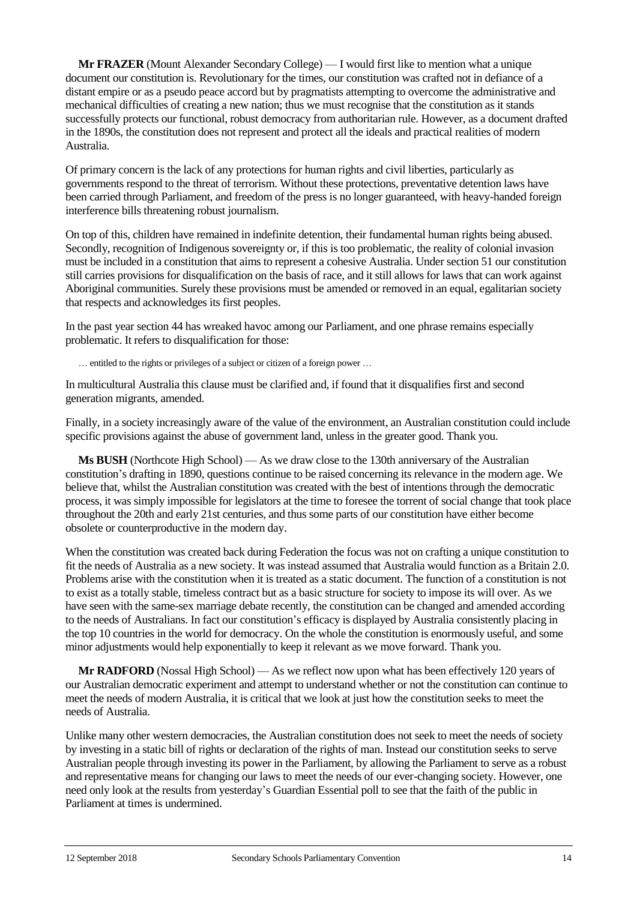**Mr FRAZER** (Mount Alexander Secondary College) — I would first like to mention what a unique document our constitution is. Revolutionary for the times, our constitution was crafted not in defiance of a distant empire or as a pseudo peace accord but by pragmatists attempting to overcome the administrative and mechanical difficulties of creating a new nation; thus we must recognise that the constitution as it stands successfully protects our functional, robust democracy from authoritarian rule. However, as a document drafted in the 1890s, the constitution does not represent and protect all the ideals and practical realities of modern Australia.

Of primary concern is the lack of any protections for human rights and civil liberties, particularly as governments respond to the threat of terrorism. Without these protections, preventative detention laws have been carried through Parliament, and freedom of the press is no longer guaranteed, with heavy-handed foreign interference bills threatening robust journalism.

On top of this, children have remained in indefinite detention, their fundamental human rights being abused. Secondly, recognition of Indigenous sovereignty or, if this is too problematic, the reality of colonial invasion must be included in a constitution that aims to represent a cohesive Australia. Under section 51 our constitution still carries provisions for disqualification on the basis of race, and it still allows for laws that can work against Aboriginal communities. Surely these provisions must be amended or removed in an equal, egalitarian society that respects and acknowledges its first peoples.

In the past year section 44 has wreaked havoc among our Parliament, and one phrase remains especially problematic. It refers to disqualification for those:

> … entitled to the rights or privileges of a subject or citizen of a foreign power …

In multicultural Australia this clause must be clarified and, if found that it disqualifies first and second generation migrants, amended.

Finally, in a society increasingly aware of the value of the environment, an Australian constitution could include specific provisions against the abuse of government land, unless in the greater good. Thank you.

**Ms BUSH** (Northcote High School) — As we draw close to the 130th anniversary of the Australian constitution's drafting in 1890, questions continue to be raised concerning its relevance in the modern age. We believe that, whilst the Australian constitution was created with the best of intentions through the democratic process, it was simply impossible for legislators at the time to foresee the torrent of social change that took place throughout the 20th and early 21st centuries, and thus some parts of our constitution have either become obsolete or counterproductive in the modern day.

When the constitution was created back during Federation the focus was not on crafting a unique constitution to fit the needs of Australia as a new society. It was instead assumed that Australia would function as a Britain 2.0. Problems arise with the constitution when it is treated as a static document. The function of a constitution is not to exist as a totally stable, timeless contract but as a basic structure for society to impose its will over. As we have seen with the same-sex marriage debate recently, the constitution can be changed and amended according to the needs of Australians. In fact our constitution's efficacy is displayed by Australia consistently placing in the top 10 countries in the world for democracy. On the whole the constitution is enormously useful, and some minor adjustments would help exponentially to keep it relevant as we move forward. Thank you.

**Mr RADFORD** (Nossal High School) — As we reflect now upon what has been effectively 120 years of our Australian democratic experiment and attempt to understand whether or not the constitution can continue to meet the needs of modern Australia, it is critical that we look at just how the constitution seeks to meet the needs of Australia.

Unlike many other western democracies, the Australian constitution does not seek to meet the needs of society by investing in a static bill of rights or declaration of the rights of man. Instead our constitution seeks to serve Australian people through investing its power in the Parliament, by allowing the Parliament to serve as a robust and representative means for changing our laws to meet the needs of our ever-changing society. However, one need only look at the results from yesterday's Guardian Essential poll to see that the faith of the public in Parliament at times is undermined.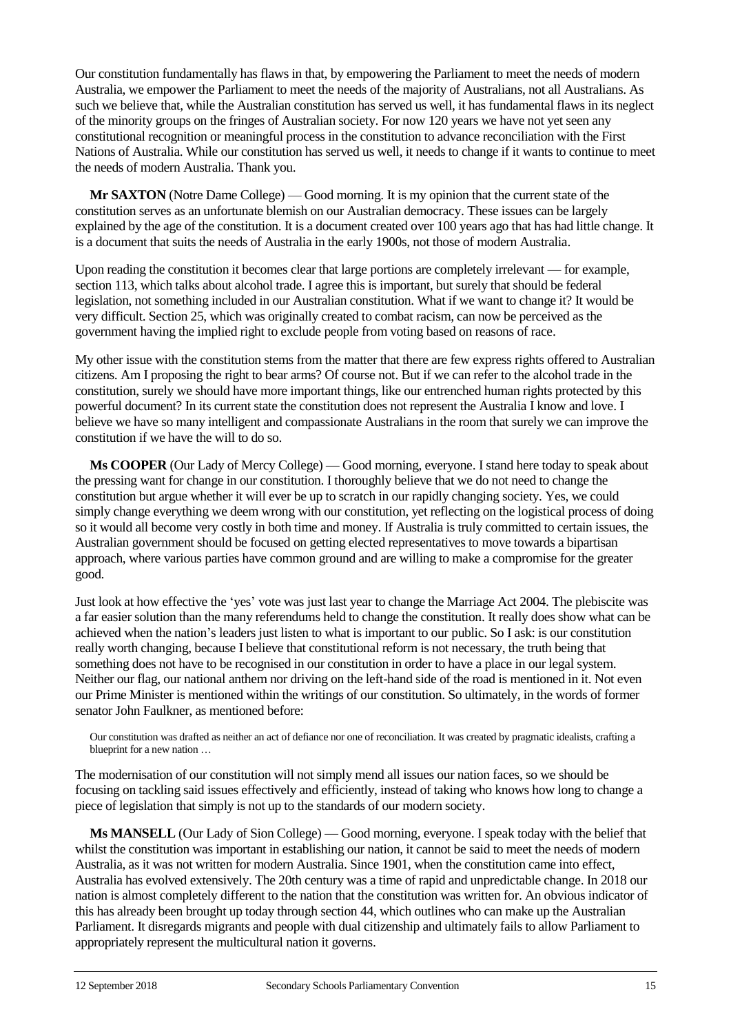Our constitution fundamentally has flaws in that, by empowering the Parliament to meet the needs of modern Australia, we empower the Parliament to meet the needs of the majority of Australians, not all Australians. As such we believe that, while the Australian constitution has served us well, it has fundamental flaws in its neglect of the minority groups on the fringes of Australian society. For now 120 years we have not yet seen any constitutional recognition or meaningful process in the constitution to advance reconciliation with the First Nations of Australia. While our constitution has served us well, it needs to change if it wants to continue to meet the needs of modern Australia. Thank you.

**Mr SAXTON** (Notre Dame College) — Good morning. It is my opinion that the current state of the constitution serves as an unfortunate blemish on our Australian democracy. These issues can be largely explained by the age of the constitution. It is a document created over 100 years ago that has had little change. It is a document that suits the needs of Australia in the early 1900s, not those of modern Australia.

Upon reading the constitution it becomes clear that large portions are completely irrelevant — for example, section 113, which talks about alcohol trade. I agree this is important, but surely that should be federal legislation, not something included in our Australian constitution. What if we want to change it? It would be very difficult. Section 25, which was originally created to combat racism, can now be perceived as the government having the implied right to exclude people from voting based on reasons of race.

My other issue with the constitution stems from the matter that there are few express rights offered to Australian citizens. Am I proposing the right to bear arms? Of course not. But if we can refer to the alcohol trade in the constitution, surely we should have more important things, like our entrenched human rights protected by this powerful document? In its current state the constitution does not represent the Australia I know and love. I believe we have so many intelligent and compassionate Australians in the room that surely we can improve the constitution if we have the will to do so.

**Ms COOPER** (Our Lady of Mercy College) — Good morning, everyone. I stand here today to speak about the pressing want for change in our constitution. I thoroughly believe that we do not need to change the constitution but argue whether it will ever be up to scratch in our rapidly changing society. Yes, we could simply change everything we deem wrong with our constitution, yet reflecting on the logistical process of doing so it would all become very costly in both time and money. If Australia is truly committed to certain issues, the Australian government should be focused on getting elected representatives to move towards a bipartisan approach, where various parties have common ground and are willing to make a compromise for the greater good.

Just look at how effective the 'yes' vote was just last year to change the Marriage Act 2004. The plebiscite was a far easier solution than the many referendums held to change the constitution. It really does show what can be achieved when the nation's leaders just listen to what is important to our public. So I ask: is our constitution really worth changing, because I believe that constitutional reform is not necessary, the truth being that something does not have to be recognised in our constitution in order to have a place in our legal system. Neither our flag, our national anthem nor driving on the left-hand side of the road is mentioned in it. Not even our Prime Minister is mentioned within the writings of our constitution. So ultimately, in the words of former senator John Faulkner, as mentioned before:

> Our constitution was drafted as neither an act of defiance nor one of reconciliation. It was created by pragmatic idealists, crafting a blueprint for a new nation …

The modernisation of our constitution will not simply mend all issues our nation faces, so we should be focusing on tackling said issues effectively and efficiently, instead of taking who knows how long to change a piece of legislation that simply is not up to the standards of our modern society.

**Ms MANSELL** (Our Lady of Sion College) — Good morning, everyone. I speak today with the belief that whilst the constitution was important in establishing our nation, it cannot be said to meet the needs of modern Australia, as it was not written for modern Australia. Since 1901, when the constitution came into effect, Australia has evolved extensively. The 20th century was a time of rapid and unpredictable change. In 2018 our nation is almost completely different to the nation that the constitution was written for. An obvious indicator of this has already been brought up today through section 44, which outlines who can make up the Australian Parliament. It disregards migrants and people with dual citizenship and ultimately fails to allow Parliament to appropriately represent the multicultural nation it governs.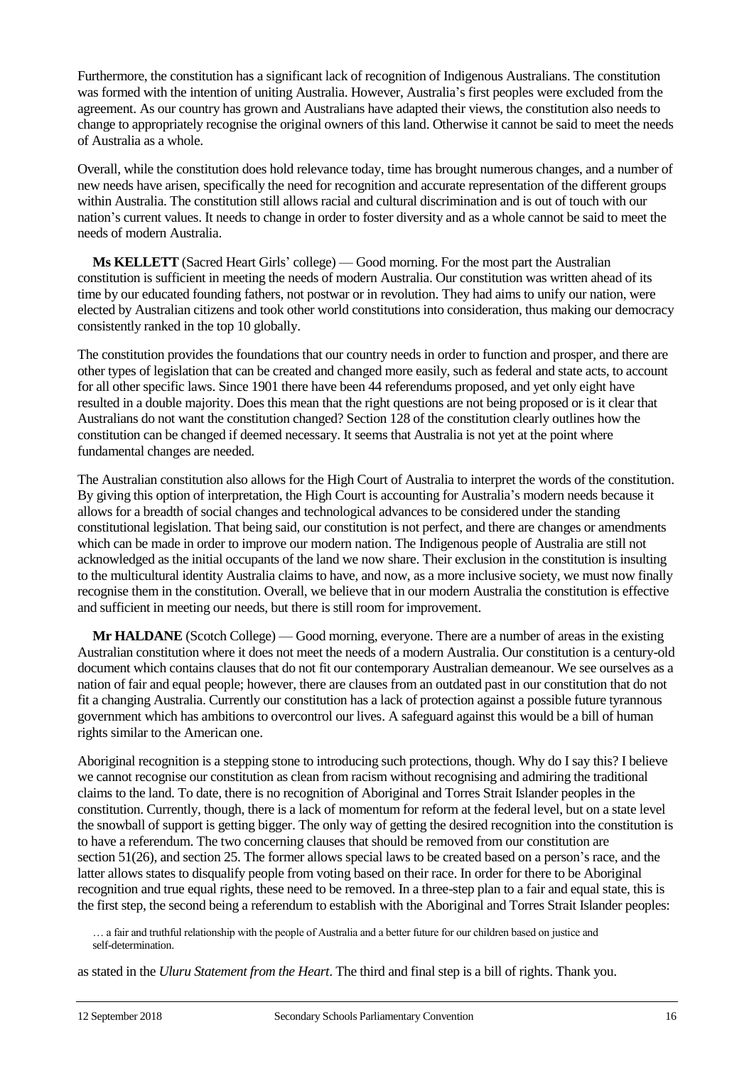Furthermore, the constitution has a significant lack of recognition of Indigenous Australians. The constitution was formed with the intention of uniting Australia. However, Australia's first peoples were excluded from the agreement. As our country has grown and Australians have adapted their views, the constitution also needs to change to appropriately recognise the original owners of this land. Otherwise it cannot be said to meet the needs of Australia as a whole.

Overall, while the constitution does hold relevance today, time has brought numerous changes, and a number of new needs have arisen, specifically the need for recognition and accurate representation of the different groups within Australia. The constitution still allows racial and cultural discrimination and is out of touch with our nation's current values. It needs to change in order to foster diversity and as a whole cannot be said to meet the needs of modern Australia.

**Ms KELLETT** (Sacred Heart Girls' college) — Good morning. For the most part the Australian constitution is sufficient in meeting the needs of modern Australia. Our constitution was written ahead of its time by our educated founding fathers, not postwar or in revolution. They had aims to unify our nation, were elected by Australian citizens and took other world constitutions into consideration, thus making our democracy consistently ranked in the top 10 globally.

The constitution provides the foundations that our country needs in order to function and prosper, and there are other types of legislation that can be created and changed more easily, such as federal and state acts, to account for all other specific laws. Since 1901 there have been 44 referendums proposed, and yet only eight have resulted in a double majority. Does this mean that the right questions are not being proposed or is it clear that Australians do not want the constitution changed? Section 128 of the constitution clearly outlines how the constitution can be changed if deemed necessary. It seems that Australia is not yet at the point where fundamental changes are needed.

The Australian constitution also allows for the High Court of Australia to interpret the words of the constitution. By giving this option of interpretation, the High Court is accounting for Australia's modern needs because it allows for a breadth of social changes and technological advances to be considered under the standing constitutional legislation. That being said, our constitution is not perfect, and there are changes or amendments which can be made in order to improve our modern nation. The Indigenous people of Australia are still not acknowledged as the initial occupants of the land we now share. Their exclusion in the constitution is insulting to the multicultural identity Australia claims to have, and now, as a more inclusive society, we must now finally recognise them in the constitution. Overall, we believe that in our modern Australia the constitution is effective and sufficient in meeting our needs, but there is still room for improvement.

**Mr HALDANE** (Scotch College) — Good morning, everyone. There are a number of areas in the existing Australian constitution where it does not meet the needs of a modern Australia. Our constitution is a century-old document which contains clauses that do not fit our contemporary Australian demeanour. We see ourselves as a nation of fair and equal people; however, there are clauses from an outdated past in our constitution that do not fit a changing Australia. Currently our constitution has a lack of protection against a possible future tyrannous government which has ambitions to overcontrol our lives. A safeguard against this would be a bill of human rights similar to the American one.

Aboriginal recognition is a stepping stone to introducing such protections, though. Why do I say this? I believe we cannot recognise our constitution as clean from racism without recognising and admiring the traditional claims to the land. To date, there is no recognition of Aboriginal and Torres Strait Islander peoples in the constitution. Currently, though, there is a lack of momentum for reform at the federal level, but on a state level the snowball of support is getting bigger. The only way of getting the desired recognition into the constitution is to have a referendum. The two concerning clauses that should be removed from our constitution are section 51(26), and section 25. The former allows special laws to be created based on a person's race, and the latter allows states to disqualify people from voting based on their race. In order for there to be Aboriginal recognition and true equal rights, these need to be removed. In a three-step plan to a fair and equal state, this is the first step, the second being a referendum to establish with the Aboriginal and Torres Strait Islander peoples:

> … a fair and truthful relationship with the people of Australia and a better future for our children based on justice and self-determination.

as stated in the *Uluru Statement from the Heart*. The third and final step is a bill of rights. Thank you.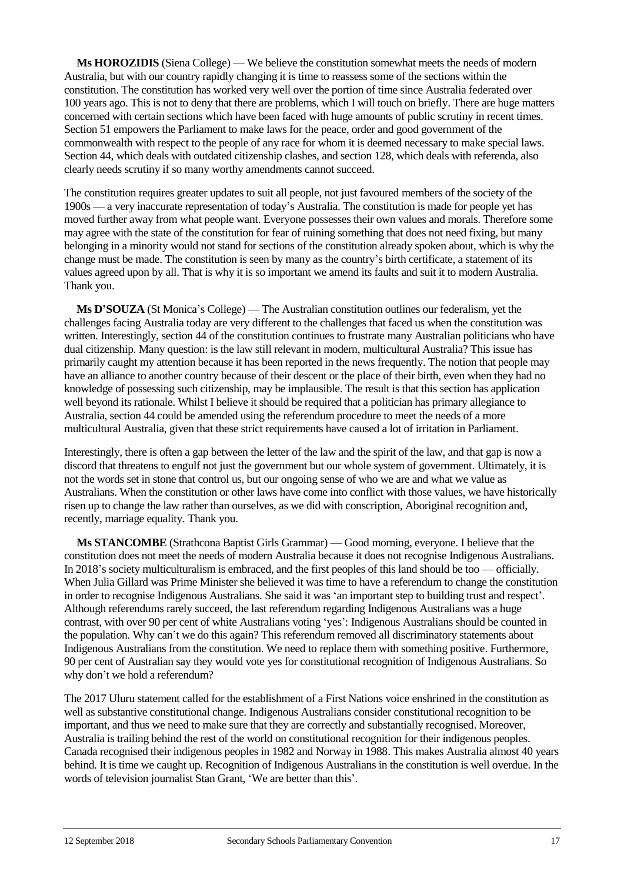**Ms HOROZIDIS** (Siena College) — We believe the constitution somewhat meets the needs of modern Australia, but with our country rapidly changing it is time to reassess some of the sections within the constitution. The constitution has worked very well over the portion of time since Australia federated over 100 years ago. This is not to deny that there are problems, which I will touch on briefly. There are huge matters concerned with certain sections which have been faced with huge amounts of public scrutiny in recent times. Section 51 empowers the Parliament to make laws for the peace, order and good government of the commonwealth with respect to the people of any race for whom it is deemed necessary to make special laws. Section 44, which deals with outdated citizenship clashes, and section 128, which deals with referenda, also clearly needs scrutiny if so many worthy amendments cannot succeed.

The constitution requires greater updates to suit all people, not just favoured members of the society of the 1900s — a very inaccurate representation of today's Australia. The constitution is made for people yet has moved further away from what people want. Everyone possesses their own values and morals. Therefore some may agree with the state of the constitution for fear of ruining something that does not need fixing, but many belonging in a minority would not stand for sections of the constitution already spoken about, which is why the change must be made. The constitution is seen by many as the country's birth certificate, a statement of its values agreed upon by all. That is why it is so important we amend its faults and suit it to modern Australia. Thank you.

**Ms D'SOUZA** (St Monica's College) — The Australian constitution outlines our federalism, yet the challenges facing Australia today are very different to the challenges that faced us when the constitution was written. Interestingly, section 44 of the constitution continues to frustrate many Australian politicians who have dual citizenship. Many question: is the law still relevant in modern, multicultural Australia? This issue has primarily caught my attention because it has been reported in the news frequently. The notion that people may have an alliance to another country because of their descent or the place of their birth, even when they had no knowledge of possessing such citizenship, may be implausible. The result is that this section has application well beyond its rationale. Whilst I believe it should be required that a politician has primary allegiance to Australia, section 44 could be amended using the referendum procedure to meet the needs of a more multicultural Australia, given that these strict requirements have caused a lot of irritation in Parliament.

Interestingly, there is often a gap between the letter of the law and the spirit of the law, and that gap is now a discord that threatens to engulf not just the government but our whole system of government. Ultimately, it is not the words set in stone that control us, but our ongoing sense of who we are and what we value as Australians. When the constitution or other laws have come into conflict with those values, we have historically risen up to change the law rather than ourselves, as we did with conscription, Aboriginal recognition and, recently, marriage equality. Thank you.

**Ms STANCOMBE** (Strathcona Baptist Girls Grammar) — Good morning, everyone. I believe that the constitution does not meet the needs of modern Australia because it does not recognise Indigenous Australians. In 2018's society multiculturalism is embraced, and the first peoples of this land should be too — officially. When Julia Gillard was Prime Minister she believed it was time to have a referendum to change the constitution in order to recognise Indigenous Australians. She said it was 'an important step to building trust and respect'. Although referendums rarely succeed, the last referendum regarding Indigenous Australians was a huge contrast, with over 90 per cent of white Australians voting 'yes': Indigenous Australians should be counted in the population. Why can't we do this again? This referendum removed all discriminatory statements about Indigenous Australians from the constitution. We need to replace them with something positive. Furthermore, 90 per cent of Australian say they would vote yes for constitutional recognition of Indigenous Australians. So why don't we hold a referendum?

The 2017 Uluru statement called for the establishment of a First Nations voice enshrined in the constitution as well as substantive constitutional change. Indigenous Australians consider constitutional recognition to be important, and thus we need to make sure that they are correctly and substantially recognised. Moreover, Australia is trailing behind the rest of the world on constitutional recognition for their indigenous peoples. Canada recognised their indigenous peoples in 1982 and Norway in 1988. This makes Australia almost 40 years behind. It is time we caught up. Recognition of Indigenous Australians in the constitution is well overdue. In the words of television journalist Stan Grant, 'We are better than this'.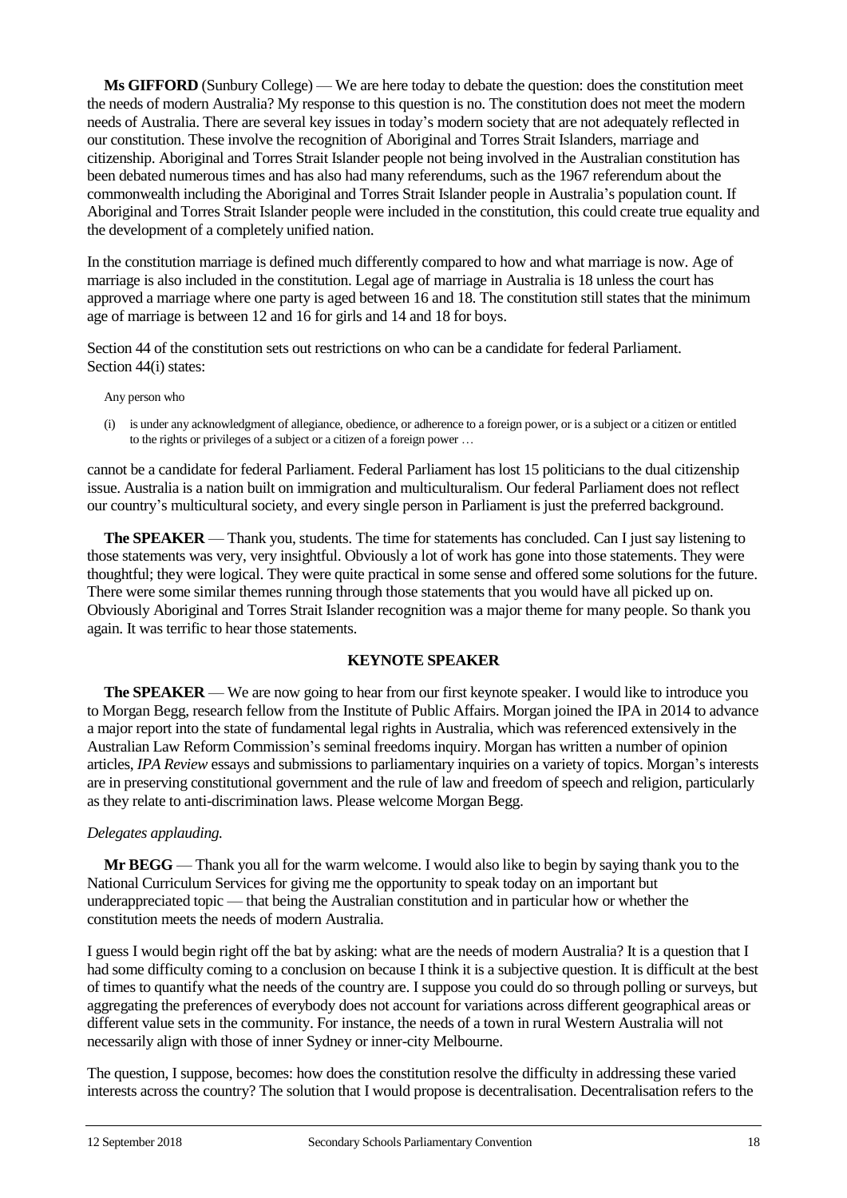**Ms GIFFORD** (Sunbury College) — We are here today to debate the question: does the constitution meet the needs of modern Australia? My response to this question is no. The constitution does not meet the modern needs of Australia. There are several key issues in today's modern society that are not adequately reflected in our constitution. These involve the recognition of Aboriginal and Torres Strait Islanders, marriage and citizenship. Aboriginal and Torres Strait Islander people not being involved in the Australian constitution has been debated numerous times and has also had many referendums, such as the 1967 referendum about the commonwealth including the Aboriginal and Torres Strait Islander people in Australia's population count. If Aboriginal and Torres Strait Islander people were included in the constitution, this could create true equality and the development of a completely unified nation.

In the constitution marriage is defined much differently compared to how and what marriage is now. Age of marriage is also included in the constitution. Legal age of marriage in Australia is 18 unless the court has approved a marriage where one party is aged between 16 and 18. The constitution still states that the minimum age of marriage is between 12 and 16 for girls and 14 and 18 for boys.

Section 44 of the constitution sets out restrictions on who can be a candidate for federal Parliament. Section 44(i) states:

> Any person who
>
> (i) is under any acknowledgment of allegiance, obedience, or adherence to a foreign power, or is a subject or a citizen or entitled to the rights or privileges of a subject or a citizen of a foreign power …

cannot be a candidate for federal Parliament. Federal Parliament has lost 15 politicians to the dual citizenship issue. Australia is a nation built on immigration and multiculturalism. Our federal Parliament does not reflect our country's multicultural society, and every single person in Parliament is just the preferred background.

**The SPEAKER** — Thank you, students. The time for statements has concluded. Can I just say listening to those statements was very, very insightful. Obviously a lot of work has gone into those statements. They were thoughtful; they were logical. They were quite practical in some sense and offered some solutions for the future. There were some similar themes running through those statements that you would have all picked up on. Obviously Aboriginal and Torres Strait Islander recognition was a major theme for many people. So thank you again. It was terrific to hear those statements.

## KEYNOTE SPEAKER

**The SPEAKER** — We are now going to hear from our first keynote speaker. I would like to introduce you to Morgan Begg, research fellow from the Institute of Public Affairs. Morgan joined the IPA in 2014 to advance a major report into the state of fundamental legal rights in Australia, which was referenced extensively in the Australian Law Reform Commission's seminal freedoms inquiry. Morgan has written a number of opinion articles, *IPA Review* essays and submissions to parliamentary inquiries on a variety of topics. Morgan's interests are in preserving constitutional government and the rule of law and freedom of speech and religion, particularly as they relate to anti-discrimination laws. Please welcome Morgan Begg.

*Delegates applauding.*

**Mr BEGG** — Thank you all for the warm welcome. I would also like to begin by saying thank you to the National Curriculum Services for giving me the opportunity to speak today on an important but underappreciated topic — that being the Australian constitution and in particular how or whether the constitution meets the needs of modern Australia.

I guess I would begin right off the bat by asking: what are the needs of modern Australia? It is a question that I had some difficulty coming to a conclusion on because I think it is a subjective question. It is difficult at the best of times to quantify what the needs of the country are. I suppose you could do so through polling or surveys, but aggregating the preferences of everybody does not account for variations across different geographical areas or different value sets in the community. For instance, the needs of a town in rural Western Australia will not necessarily align with those of inner Sydney or inner-city Melbourne.

The question, I suppose, becomes: how does the constitution resolve the difficulty in addressing these varied interests across the country? The solution that I would propose is decentralisation. Decentralisation refers to the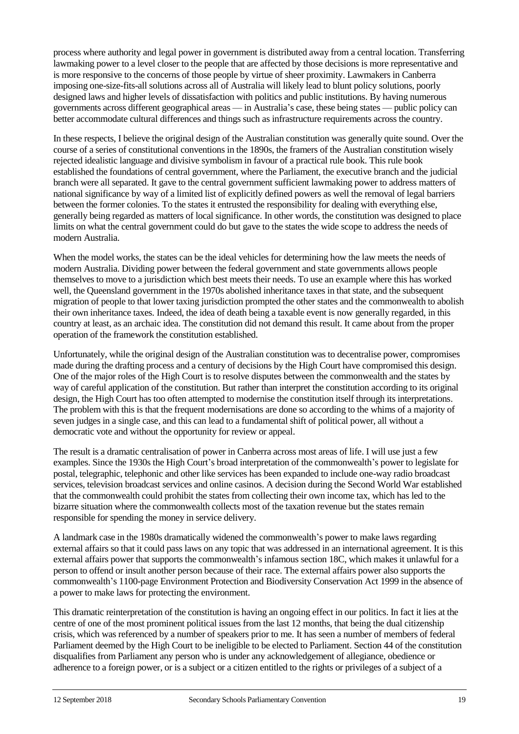process where authority and legal power in government is distributed away from a central location. Transferring lawmaking power to a level closer to the people that are affected by those decisions is more representative and is more responsive to the concerns of those people by virtue of sheer proximity. Lawmakers in Canberra imposing one-size-fits-all solutions across all of Australia will likely lead to blunt policy solutions, poorly designed laws and higher levels of dissatisfaction with politics and public institutions. By having numerous governments across different geographical areas — in Australia's case, these being states — public policy can better accommodate cultural differences and things such as infrastructure requirements across the country.

In these respects, I believe the original design of the Australian constitution was generally quite sound. Over the course of a series of constitutional conventions in the 1890s, the framers of the Australian constitution wisely rejected idealistic language and divisive symbolism in favour of a practical rule book. This rule book established the foundations of central government, where the Parliament, the executive branch and the judicial branch were all separated. It gave to the central government sufficient lawmaking power to address matters of national significance by way of a limited list of explicitly defined powers as well the removal of legal barriers between the former colonies. To the states it entrusted the responsibility for dealing with everything else, generally being regarded as matters of local significance. In other words, the constitution was designed to place limits on what the central government could do but gave to the states the wide scope to address the needs of modern Australia.

When the model works, the states can be the ideal vehicles for determining how the law meets the needs of modern Australia. Dividing power between the federal government and state governments allows people themselves to move to a jurisdiction which best meets their needs. To use an example where this has worked well, the Queensland government in the 1970s abolished inheritance taxes in that state, and the subsequent migration of people to that lower taxing jurisdiction prompted the other states and the commonwealth to abolish their own inheritance taxes. Indeed, the idea of death being a taxable event is now generally regarded, in this country at least, as an archaic idea. The constitution did not demand this result. It came about from the proper operation of the framework the constitution established.

Unfortunately, while the original design of the Australian constitution was to decentralise power, compromises made during the drafting process and a century of decisions by the High Court have compromised this design. One of the major roles of the High Court is to resolve disputes between the commonwealth and the states by way of careful application of the constitution. But rather than interpret the constitution according to its original design, the High Court has too often attempted to modernise the constitution itself through its interpretations. The problem with this is that the frequent modernisations are done so according to the whims of a majority of seven judges in a single case, and this can lead to a fundamental shift of political power, all without a democratic vote and without the opportunity for review or appeal.

The result is a dramatic centralisation of power in Canberra across most areas of life. I will use just a few examples. Since the 1930s the High Court's broad interpretation of the commonwealth's power to legislate for postal, telegraphic, telephonic and other like services has been expanded to include one-way radio broadcast services, television broadcast services and online casinos. A decision during the Second World War established that the commonwealth could prohibit the states from collecting their own income tax, which has led to the bizarre situation where the commonwealth collects most of the taxation revenue but the states remain responsible for spending the money in service delivery.

A landmark case in the 1980s dramatically widened the commonwealth's power to make laws regarding external affairs so that it could pass laws on any topic that was addressed in an international agreement. It is this external affairs power that supports the commonwealth's infamous section 18C, which makes it unlawful for a person to offend or insult another person because of their race. The external affairs power also supports the commonwealth's 1100-page Environment Protection and Biodiversity Conservation Act 1999 in the absence of a power to make laws for protecting the environment.

This dramatic reinterpretation of the constitution is having an ongoing effect in our politics. In fact it lies at the centre of one of the most prominent political issues from the last 12 months, that being the dual citizenship crisis, which was referenced by a number of speakers prior to me. It has seen a number of members of federal Parliament deemed by the High Court to be ineligible to be elected to Parliament. Section 44 of the constitution disqualifies from Parliament any person who is under any acknowledgement of allegiance, obedience or adherence to a foreign power, or is a subject or a citizen entitled to the rights or privileges of a subject of a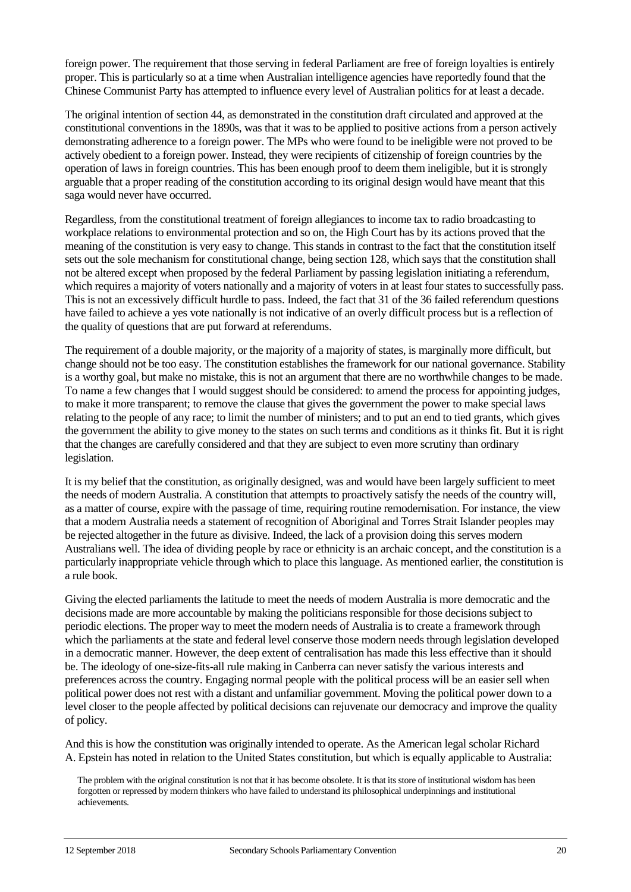foreign power. The requirement that those serving in federal Parliament are free of foreign loyalties is entirely proper. This is particularly so at a time when Australian intelligence agencies have reportedly found that the Chinese Communist Party has attempted to influence every level of Australian politics for at least a decade.

The original intention of section 44, as demonstrated in the constitution draft circulated and approved at the constitutional conventions in the 1890s, was that it was to be applied to positive actions from a person actively demonstrating adherence to a foreign power. The MPs who were found to be ineligible were not proved to be actively obedient to a foreign power. Instead, they were recipients of citizenship of foreign countries by the operation of laws in foreign countries. This has been enough proof to deem them ineligible, but it is strongly arguable that a proper reading of the constitution according to its original design would have meant that this saga would never have occurred.

Regardless, from the constitutional treatment of foreign allegiances to income tax to radio broadcasting to workplace relations to environmental protection and so on, the High Court has by its actions proved that the meaning of the constitution is very easy to change. This stands in contrast to the fact that the constitution itself sets out the sole mechanism for constitutional change, being section 128, which says that the constitution shall not be altered except when proposed by the federal Parliament by passing legislation initiating a referendum, which requires a majority of voters nationally and a majority of voters in at least four states to successfully pass. This is not an excessively difficult hurdle to pass. Indeed, the fact that 31 of the 36 failed referendum questions have failed to achieve a yes vote nationally is not indicative of an overly difficult process but is a reflection of the quality of questions that are put forward at referendums.

The requirement of a double majority, or the majority of a majority of states, is marginally more difficult, but change should not be too easy. The constitution establishes the framework for our national governance. Stability is a worthy goal, but make no mistake, this is not an argument that there are no worthwhile changes to be made. To name a few changes that I would suggest should be considered: to amend the process for appointing judges, to make it more transparent; to remove the clause that gives the government the power to make special laws relating to the people of any race; to limit the number of ministers; and to put an end to tied grants, which gives the government the ability to give money to the states on such terms and conditions as it thinks fit. But it is right that the changes are carefully considered and that they are subject to even more scrutiny than ordinary legislation.

It is my belief that the constitution, as originally designed, was and would have been largely sufficient to meet the needs of modern Australia. A constitution that attempts to proactively satisfy the needs of the country will, as a matter of course, expire with the passage of time, requiring routine remodernisation. For instance, the view that a modern Australia needs a statement of recognition of Aboriginal and Torres Strait Islander peoples may be rejected altogether in the future as divisive. Indeed, the lack of a provision doing this serves modern Australians well. The idea of dividing people by race or ethnicity is an archaic concept, and the constitution is a particularly inappropriate vehicle through which to place this language. As mentioned earlier, the constitution is a rule book.

Giving the elected parliaments the latitude to meet the needs of modern Australia is more democratic and the decisions made are more accountable by making the politicians responsible for those decisions subject to periodic elections. The proper way to meet the modern needs of Australia is to create a framework through which the parliaments at the state and federal level conserve those modern needs through legislation developed in a democratic manner. However, the deep extent of centralisation has made this less effective than it should be. The ideology of one-size-fits-all rule making in Canberra can never satisfy the various interests and preferences across the country. Engaging normal people with the political process will be an easier sell when political power does not rest with a distant and unfamiliar government. Moving the political power down to a level closer to the people affected by political decisions can rejuvenate our democracy and improve the quality of policy.

And this is how the constitution was originally intended to operate. As the American legal scholar Richard A. Epstein has noted in relation to the United States constitution, but which is equally applicable to Australia:

> The problem with the original constitution is not that it has become obsolete. It is that its store of institutional wisdom has been forgotten or repressed by modern thinkers who have failed to understand its philosophical underpinnings and institutional achievements.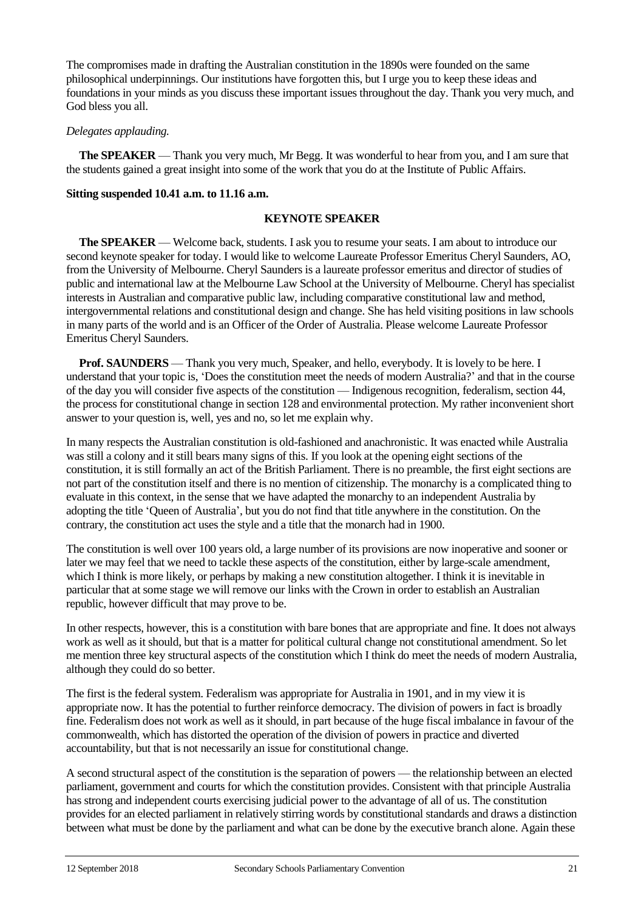The compromises made in drafting the Australian constitution in the 1890s were founded on the same philosophical underpinnings. Our institutions have forgotten this, but I urge you to keep these ideas and foundations in your minds as you discuss these important issues throughout the day. Thank you very much, and God bless you all.

*Delegates applauding.*

**The SPEAKER** — Thank you very much, Mr Begg. It was wonderful to hear from you, and I am sure that the students gained a great insight into some of the work that you do at the Institute of Public Affairs.

**Sitting suspended 10.41 a.m. to 11.16 a.m.**

## KEYNOTE SPEAKER

**The SPEAKER** — Welcome back, students. I ask you to resume your seats. I am about to introduce our second keynote speaker for today. I would like to welcome Laureate Professor Emeritus Cheryl Saunders, AO, from the University of Melbourne. Cheryl Saunders is a laureate professor emeritus and director of studies of public and international law at the Melbourne Law School at the University of Melbourne. Cheryl has specialist interests in Australian and comparative public law, including comparative constitutional law and method, intergovernmental relations and constitutional design and change. She has held visiting positions in law schools in many parts of the world and is an Officer of the Order of Australia. Please welcome Laureate Professor Emeritus Cheryl Saunders.

**Prof. SAUNDERS** — Thank you very much, Speaker, and hello, everybody. It is lovely to be here. I understand that your topic is, 'Does the constitution meet the needs of modern Australia?' and that in the course of the day you will consider five aspects of the constitution — Indigenous recognition, federalism, section 44, the process for constitutional change in section 128 and environmental protection. My rather inconvenient short answer to your question is, well, yes and no, so let me explain why.

In many respects the Australian constitution is old-fashioned and anachronistic. It was enacted while Australia was still a colony and it still bears many signs of this. If you look at the opening eight sections of the constitution, it is still formally an act of the British Parliament. There is no preamble, the first eight sections are not part of the constitution itself and there is no mention of citizenship. The monarchy is a complicated thing to evaluate in this context, in the sense that we have adapted the monarchy to an independent Australia by adopting the title 'Queen of Australia', but you do not find that title anywhere in the constitution. On the contrary, the constitution act uses the style and a title that the monarch had in 1900.

The constitution is well over 100 years old, a large number of its provisions are now inoperative and sooner or later we may feel that we need to tackle these aspects of the constitution, either by large-scale amendment, which I think is more likely, or perhaps by making a new constitution altogether. I think it is inevitable in particular that at some stage we will remove our links with the Crown in order to establish an Australian republic, however difficult that may prove to be.

In other respects, however, this is a constitution with bare bones that are appropriate and fine. It does not always work as well as it should, but that is a matter for political cultural change not constitutional amendment. So let me mention three key structural aspects of the constitution which I think do meet the needs of modern Australia, although they could do so better.

The first is the federal system. Federalism was appropriate for Australia in 1901, and in my view it is appropriate now. It has the potential to further reinforce democracy. The division of powers in fact is broadly fine. Federalism does not work as well as it should, in part because of the huge fiscal imbalance in favour of the commonwealth, which has distorted the operation of the division of powers in practice and diverted accountability, but that is not necessarily an issue for constitutional change.

A second structural aspect of the constitution is the separation of powers — the relationship between an elected parliament, government and courts for which the constitution provides. Consistent with that principle Australia has strong and independent courts exercising judicial power to the advantage of all of us. The constitution provides for an elected parliament in relatively stirring words by constitutional standards and draws a distinction between what must be done by the parliament and what can be done by the executive branch alone. Again these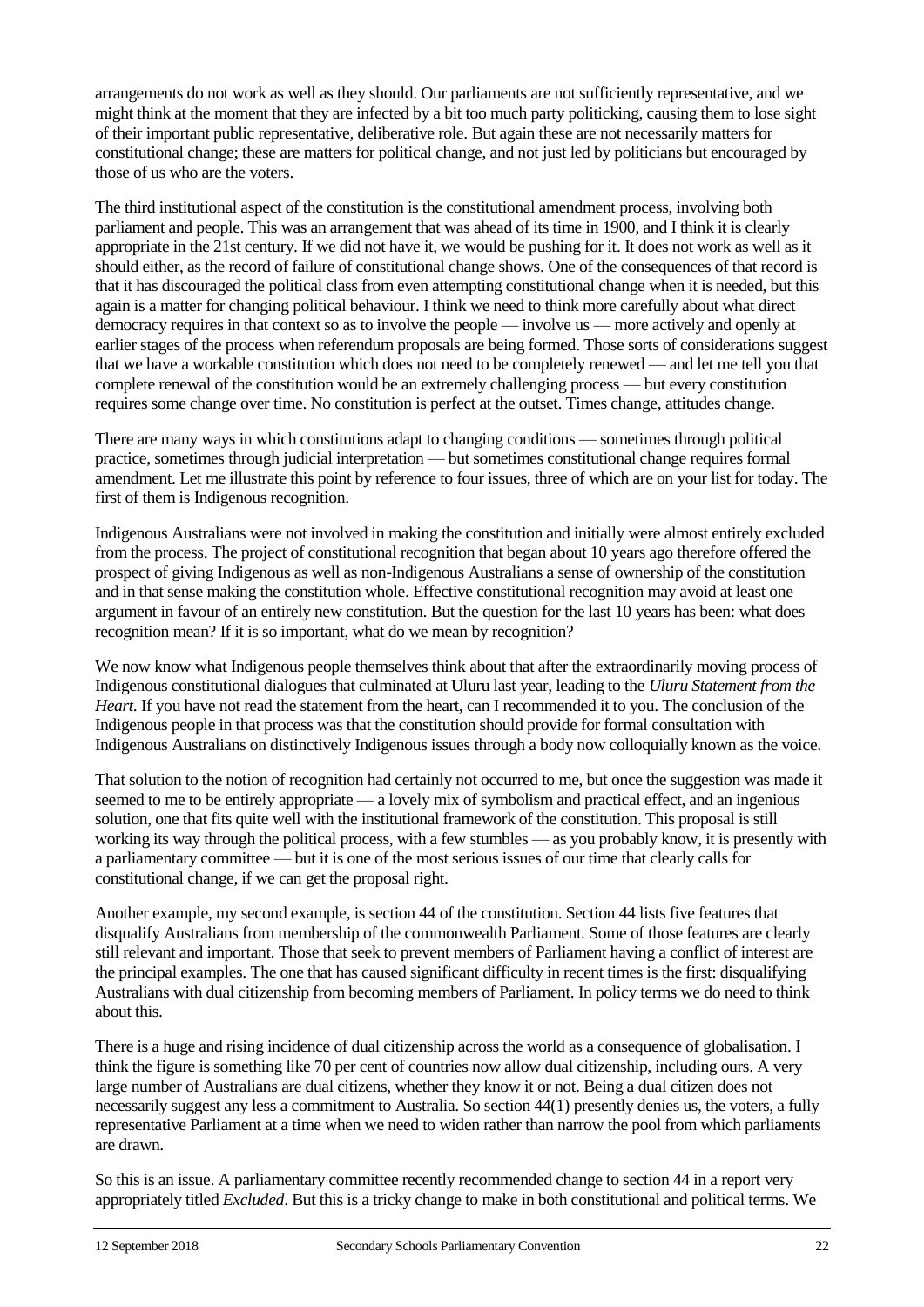arrangements do not work as well as they should. Our parliaments are not sufficiently representative, and we might think at the moment that they are infected by a bit too much party politicking, causing them to lose sight of their important public representative, deliberative role. But again these are not necessarily matters for constitutional change; these are matters for political change, and not just led by politicians but encouraged by those of us who are the voters.

The third institutional aspect of the constitution is the constitutional amendment process, involving both parliament and people. This was an arrangement that was ahead of its time in 1900, and I think it is clearly appropriate in the 21st century. If we did not have it, we would be pushing for it. It does not work as well as it should either, as the record of failure of constitutional change shows. One of the consequences of that record is that it has discouraged the political class from even attempting constitutional change when it is needed, but this again is a matter for changing political behaviour. I think we need to think more carefully about what direct democracy requires in that context so as to involve the people — involve us — more actively and openly at earlier stages of the process when referendum proposals are being formed. Those sorts of considerations suggest that we have a workable constitution which does not need to be completely renewed — and let me tell you that complete renewal of the constitution would be an extremely challenging process — but every constitution requires some change over time. No constitution is perfect at the outset. Times change, attitudes change.

There are many ways in which constitutions adapt to changing conditions — sometimes through political practice, sometimes through judicial interpretation — but sometimes constitutional change requires formal amendment. Let me illustrate this point by reference to four issues, three of which are on your list for today. The first of them is Indigenous recognition.

Indigenous Australians were not involved in making the constitution and initially were almost entirely excluded from the process. The project of constitutional recognition that began about 10 years ago therefore offered the prospect of giving Indigenous as well as non-Indigenous Australians a sense of ownership of the constitution and in that sense making the constitution whole. Effective constitutional recognition may avoid at least one argument in favour of an entirely new constitution. But the question for the last 10 years has been: what does recognition mean? If it is so important, what do we mean by recognition?

We now know what Indigenous people themselves think about that after the extraordinarily moving process of Indigenous constitutional dialogues that culminated at Uluru last year, leading to the *Uluru Statement from the Heart*. If you have not read the statement from the heart, can I recommended it to you. The conclusion of the Indigenous people in that process was that the constitution should provide for formal consultation with Indigenous Australians on distinctively Indigenous issues through a body now colloquially known as the voice.

That solution to the notion of recognition had certainly not occurred to me, but once the suggestion was made it seemed to me to be entirely appropriate — a lovely mix of symbolism and practical effect, and an ingenious solution, one that fits quite well with the institutional framework of the constitution. This proposal is still working its way through the political process, with a few stumbles — as you probably know, it is presently with a parliamentary committee — but it is one of the most serious issues of our time that clearly calls for constitutional change, if we can get the proposal right.

Another example, my second example, is section 44 of the constitution. Section 44 lists five features that disqualify Australians from membership of the commonwealth Parliament. Some of those features are clearly still relevant and important. Those that seek to prevent members of Parliament having a conflict of interest are the principal examples. The one that has caused significant difficulty in recent times is the first: disqualifying Australians with dual citizenship from becoming members of Parliament. In policy terms we do need to think about this.

There is a huge and rising incidence of dual citizenship across the world as a consequence of globalisation. I think the figure is something like 70 per cent of countries now allow dual citizenship, including ours. A very large number of Australians are dual citizens, whether they know it or not. Being a dual citizen does not necessarily suggest any less a commitment to Australia. So section 44(1) presently denies us, the voters, a fully representative Parliament at a time when we need to widen rather than narrow the pool from which parliaments are drawn.

So this is an issue. A parliamentary committee recently recommended change to section 44 in a report very appropriately titled *Excluded*. But this is a tricky change to make in both constitutional and political terms. We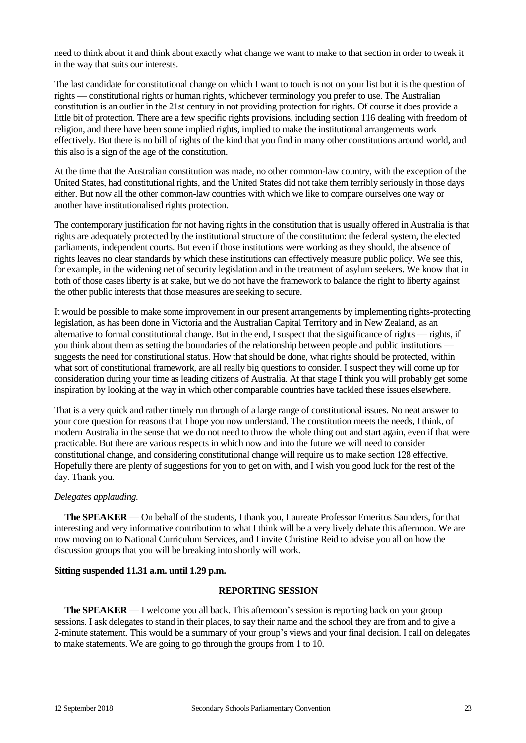need to think about it and think about exactly what change we want to make to that section in order to tweak it in the way that suits our interests.

The last candidate for constitutional change on which I want to touch is not on your list but it is the question of rights — constitutional rights or human rights, whichever terminology you prefer to use. The Australian constitution is an outlier in the 21st century in not providing protection for rights. Of course it does provide a little bit of protection. There are a few specific rights provisions, including section 116 dealing with freedom of religion, and there have been some implied rights, implied to make the institutional arrangements work effectively. But there is no bill of rights of the kind that you find in many other constitutions around world, and this also is a sign of the age of the constitution.

At the time that the Australian constitution was made, no other common-law country, with the exception of the United States, had constitutional rights, and the United States did not take them terribly seriously in those days either. But now all the other common-law countries with which we like to compare ourselves one way or another have institutionalised rights protection.

The contemporary justification for not having rights in the constitution that is usually offered in Australia is that rights are adequately protected by the institutional structure of the constitution: the federal system, the elected parliaments, independent courts. But even if those institutions were working as they should, the absence of rights leaves no clear standards by which these institutions can effectively measure public policy. We see this, for example, in the widening net of security legislation and in the treatment of asylum seekers. We know that in both of those cases liberty is at stake, but we do not have the framework to balance the right to liberty against the other public interests that those measures are seeking to secure.

It would be possible to make some improvement in our present arrangements by implementing rights-protecting legislation, as has been done in Victoria and the Australian Capital Territory and in New Zealand, as an alternative to formal constitutional change. But in the end, I suspect that the significance of rights — rights, if you think about them as setting the boundaries of the relationship between people and public institutions — suggests the need for constitutional status. How that should be done, what rights should be protected, within what sort of constitutional framework, are all really big questions to consider. I suspect they will come up for consideration during your time as leading citizens of Australia. At that stage I think you will probably get some inspiration by looking at the way in which other comparable countries have tackled these issues elsewhere.

That is a very quick and rather timely run through of a large range of constitutional issues. No neat answer to your core question for reasons that I hope you now understand. The constitution meets the needs, I think, of modern Australia in the sense that we do not need to throw the whole thing out and start again, even if that were practicable. But there are various respects in which now and into the future we will need to consider constitutional change, and considering constitutional change will require us to make section 128 effective. Hopefully there are plenty of suggestions for you to get on with, and I wish you good luck for the rest of the day. Thank you.

*Delegates applauding.*

**The SPEAKER** — On behalf of the students, I thank you, Laureate Professor Emeritus Saunders, for that interesting and very informative contribution to what I think will be a very lively debate this afternoon. We are now moving on to National Curriculum Services, and I invite Christine Reid to advise you all on how the discussion groups that you will be breaking into shortly will work.

**Sitting suspended 11.31 a.m. until 1.29 p.m.**

## REPORTING SESSION

**The SPEAKER** — I welcome you all back. This afternoon's session is reporting back on your group sessions. I ask delegates to stand in their places, to say their name and the school they are from and to give a 2-minute statement. This would be a summary of your group's views and your final decision. I call on delegates to make statements. We are going to go through the groups from 1 to 10.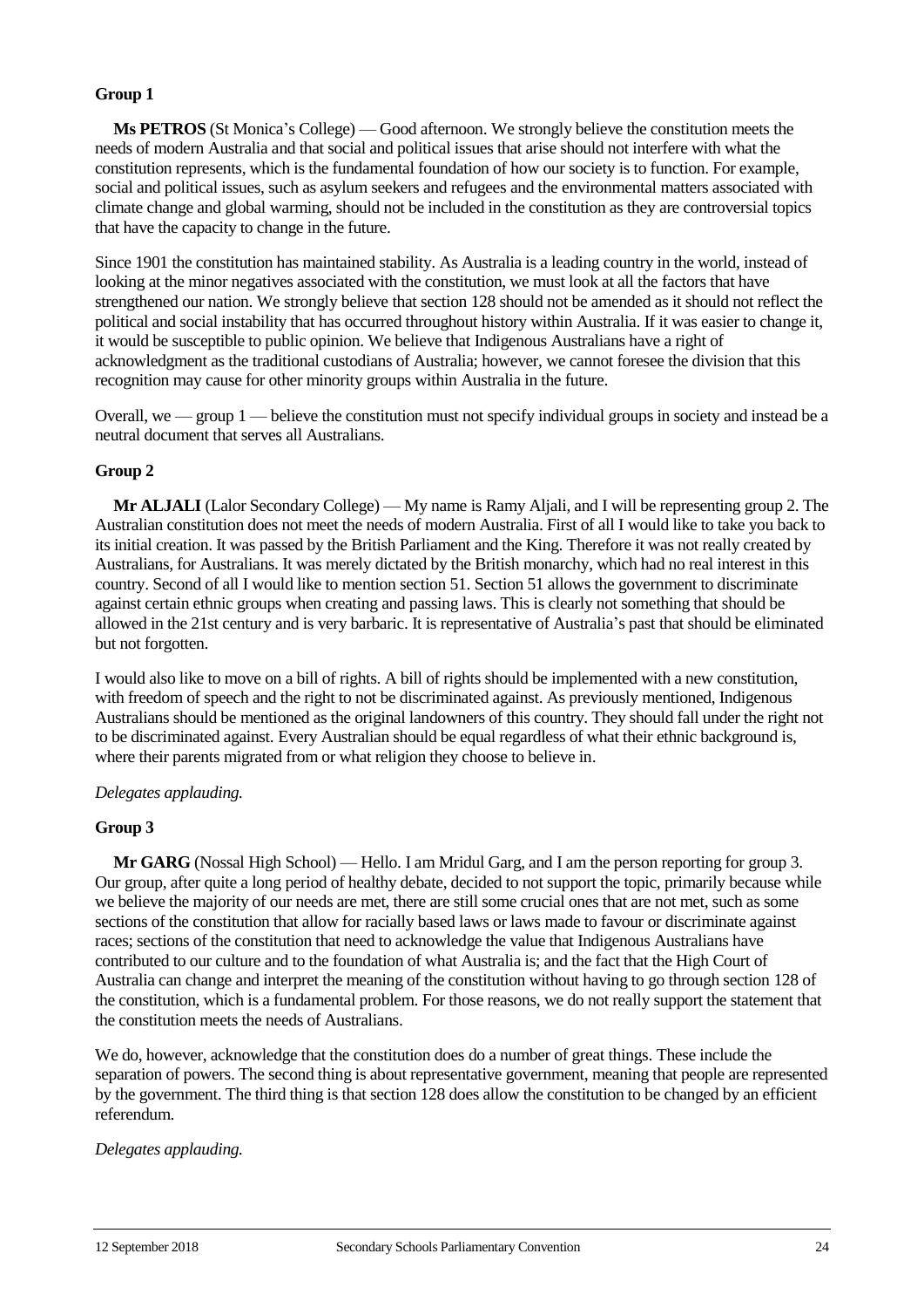**Group 1**

**Ms PETROS** (St Monica's College) — Good afternoon. We strongly believe the constitution meets the needs of modern Australia and that social and political issues that arise should not interfere with what the constitution represents, which is the fundamental foundation of how our society is to function. For example, social and political issues, such as asylum seekers and refugees and the environmental matters associated with climate change and global warming, should not be included in the constitution as they are controversial topics that have the capacity to change in the future.

Since 1901 the constitution has maintained stability. As Australia is a leading country in the world, instead of looking at the minor negatives associated with the constitution, we must look at all the factors that have strengthened our nation. We strongly believe that section 128 should not be amended as it should not reflect the political and social instability that has occurred throughout history within Australia. If it was easier to change it, it would be susceptible to public opinion. We believe that Indigenous Australians have a right of acknowledgment as the traditional custodians of Australia; however, we cannot foresee the division that this recognition may cause for other minority groups within Australia in the future.

Overall, we — group 1 — believe the constitution must not specify individual groups in society and instead be a neutral document that serves all Australians.

**Group 2**

**Mr ALJALI** (Lalor Secondary College) — My name is Ramy Aljali, and I will be representing group 2. The Australian constitution does not meet the needs of modern Australia. First of all I would like to take you back to its initial creation. It was passed by the British Parliament and the King. Therefore it was not really created by Australians, for Australians. It was merely dictated by the British monarchy, which had no real interest in this country. Second of all I would like to mention section 51. Section 51 allows the government to discriminate against certain ethnic groups when creating and passing laws. This is clearly not something that should be allowed in the 21st century and is very barbaric. It is representative of Australia's past that should be eliminated but not forgotten.

I would also like to move on a bill of rights. A bill of rights should be implemented with a new constitution, with freedom of speech and the right to not be discriminated against. As previously mentioned, Indigenous Australians should be mentioned as the original landowners of this country. They should fall under the right not to be discriminated against. Every Australian should be equal regardless of what their ethnic background is, where their parents migrated from or what religion they choose to believe in.

*Delegates applauding.*

**Group 3**

**Mr GARG** (Nossal High School) — Hello. I am Mridul Garg, and I am the person reporting for group 3. Our group, after quite a long period of healthy debate, decided to not support the topic, primarily because while we believe the majority of our needs are met, there are still some crucial ones that are not met, such as some sections of the constitution that allow for racially based laws or laws made to favour or discriminate against races; sections of the constitution that need to acknowledge the value that Indigenous Australians have contributed to our culture and to the foundation of what Australia is; and the fact that the High Court of Australia can change and interpret the meaning of the constitution without having to go through section 128 of the constitution, which is a fundamental problem. For those reasons, we do not really support the statement that the constitution meets the needs of Australians.

We do, however, acknowledge that the constitution does do a number of great things. These include the separation of powers. The second thing is about representative government, meaning that people are represented by the government. The third thing is that section 128 does allow the constitution to be changed by an efficient referendum.

*Delegates applauding.*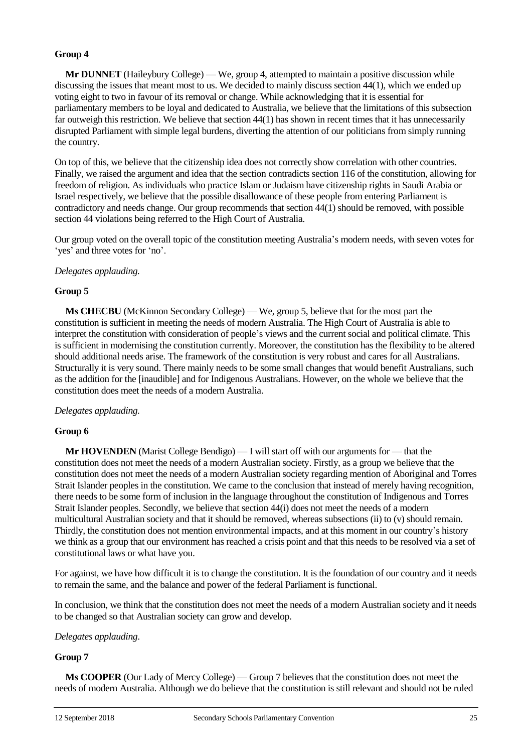### Group 4

**Mr DUNNET** (Haileybury College) — We, group 4, attempted to maintain a positive discussion while discussing the issues that meant most to us. We decided to mainly discuss section 44(1), which we ended up voting eight to two in favour of its removal or change. While acknowledging that it is essential for parliamentary members to be loyal and dedicated to Australia, we believe that the limitations of this subsection far outweigh this restriction. We believe that section 44(1) has shown in recent times that it has unnecessarily disrupted Parliament with simple legal burdens, diverting the attention of our politicians from simply running the country.

On top of this, we believe that the citizenship idea does not correctly show correlation with other countries. Finally, we raised the argument and idea that the section contradicts section 116 of the constitution, allowing for freedom of religion. As individuals who practice Islam or Judaism have citizenship rights in Saudi Arabia or Israel respectively, we believe that the possible disallowance of these people from entering Parliament is contradictory and needs change. Our group recommends that section 44(1) should be removed, with possible section 44 violations being referred to the High Court of Australia.

Our group voted on the overall topic of the constitution meeting Australia's modern needs, with seven votes for 'yes' and three votes for 'no'.

*Delegates applauding.*

### Group 5

**Ms CHECBU** (McKinnon Secondary College) — We, group 5, believe that for the most part the constitution is sufficient in meeting the needs of modern Australia. The High Court of Australia is able to interpret the constitution with consideration of people's views and the current social and political climate. This is sufficient in modernising the constitution currently. Moreover, the constitution has the flexibility to be altered should additional needs arise. The framework of the constitution is very robust and cares for all Australians. Structurally it is very sound. There mainly needs to be some small changes that would benefit Australians, such as the addition for the [inaudible] and for Indigenous Australians. However, on the whole we believe that the constitution does meet the needs of a modern Australia.

*Delegates applauding.*

### Group 6

**Mr HOVENDEN** (Marist College Bendigo) — I will start off with our arguments for — that the constitution does not meet the needs of a modern Australian society. Firstly, as a group we believe that the constitution does not meet the needs of a modern Australian society regarding mention of Aboriginal and Torres Strait Islander peoples in the constitution. We came to the conclusion that instead of merely having recognition, there needs to be some form of inclusion in the language throughout the constitution of Indigenous and Torres Strait Islander peoples. Secondly, we believe that section 44(i) does not meet the needs of a modern multicultural Australian society and that it should be removed, whereas subsections (ii) to (v) should remain. Thirdly, the constitution does not mention environmental impacts, and at this moment in our country's history we think as a group that our environment has reached a crisis point and that this needs to be resolved via a set of constitutional laws or what have you.

For against, we have how difficult it is to change the constitution. It is the foundation of our country and it needs to remain the same, and the balance and power of the federal Parliament is functional.

In conclusion, we think that the constitution does not meet the needs of a modern Australian society and it needs to be changed so that Australian society can grow and develop.

*Delegates applauding*.

### Group 7

**Ms COOPER** (Our Lady of Mercy College) — Group 7 believes that the constitution does not meet the needs of modern Australia. Although we do believe that the constitution is still relevant and should not be ruled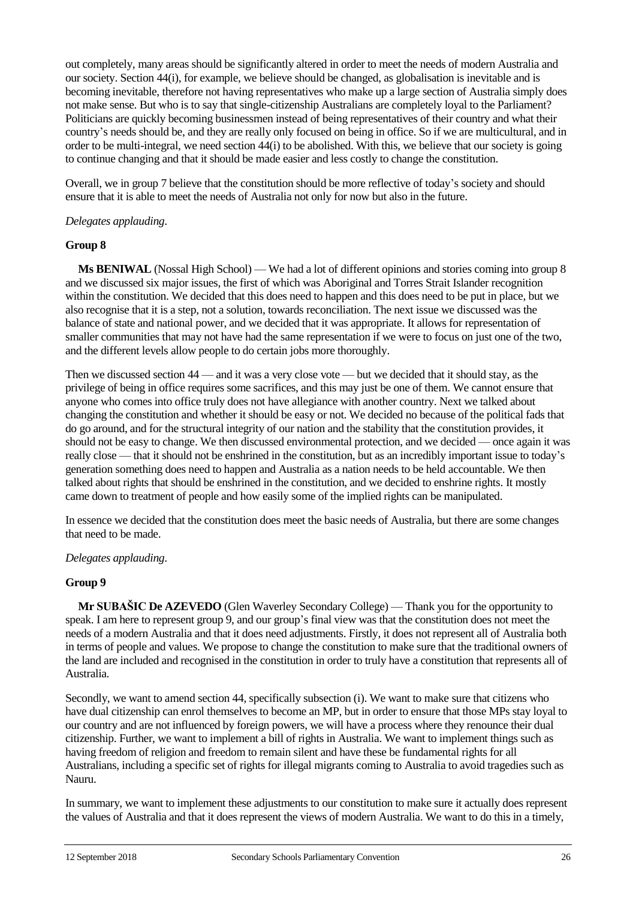out completely, many areas should be significantly altered in order to meet the needs of modern Australia and our society. Section 44(i), for example, we believe should be changed, as globalisation is inevitable and is becoming inevitable, therefore not having representatives who make up a large section of Australia simply does not make sense. But who is to say that single-citizenship Australians are completely loyal to the Parliament? Politicians are quickly becoming businessmen instead of being representatives of their country and what their country's needs should be, and they are really only focused on being in office. So if we are multicultural, and in order to be multi-integral, we need section 44(i) to be abolished. With this, we believe that our society is going to continue changing and that it should be made easier and less costly to change the constitution.

Overall, we in group 7 believe that the constitution should be more reflective of today's society and should ensure that it is able to meet the needs of Australia not only for now but also in the future.

*Delegates applauding.*

### Group 8

**Ms BENIWAL** (Nossal High School) — We had a lot of different opinions and stories coming into group 8 and we discussed six major issues, the first of which was Aboriginal and Torres Strait Islander recognition within the constitution. We decided that this does need to happen and this does need to be put in place, but we also recognise that it is a step, not a solution, towards reconciliation. The next issue we discussed was the balance of state and national power, and we decided that it was appropriate. It allows for representation of smaller communities that may not have had the same representation if we were to focus on just one of the two, and the different levels allow people to do certain jobs more thoroughly.

Then we discussed section 44 — and it was a very close vote — but we decided that it should stay, as the privilege of being in office requires some sacrifices, and this may just be one of them. We cannot ensure that anyone who comes into office truly does not have allegiance with another country. Next we talked about changing the constitution and whether it should be easy or not. We decided no because of the political fads that do go around, and for the structural integrity of our nation and the stability that the constitution provides, it should not be easy to change. We then discussed environmental protection, and we decided — once again it was really close — that it should not be enshrined in the constitution, but as an incredibly important issue to today's generation something does need to happen and Australia as a nation needs to be held accountable. We then talked about rights that should be enshrined in the constitution, and we decided to enshrine rights. It mostly came down to treatment of people and how easily some of the implied rights can be manipulated.

In essence we decided that the constitution does meet the basic needs of Australia, but there are some changes that need to be made.

*Delegates applauding.*

### Group 9

**Mr SUBAŠIC De AZEVEDO** (Glen Waverley Secondary College) — Thank you for the opportunity to speak. I am here to represent group 9, and our group's final view was that the constitution does not meet the needs of a modern Australia and that it does need adjustments. Firstly, it does not represent all of Australia both in terms of people and values. We propose to change the constitution to make sure that the traditional owners of the land are included and recognised in the constitution in order to truly have a constitution that represents all of Australia.

Secondly, we want to amend section 44, specifically subsection (i). We want to make sure that citizens who have dual citizenship can enrol themselves to become an MP, but in order to ensure that those MPs stay loyal to our country and are not influenced by foreign powers, we will have a process where they renounce their dual citizenship. Further, we want to implement a bill of rights in Australia. We want to implement things such as having freedom of religion and freedom to remain silent and have these be fundamental rights for all Australians, including a specific set of rights for illegal migrants coming to Australia to avoid tragedies such as Nauru.

In summary, we want to implement these adjustments to our constitution to make sure it actually does represent the values of Australia and that it does represent the views of modern Australia. We want to do this in a timely,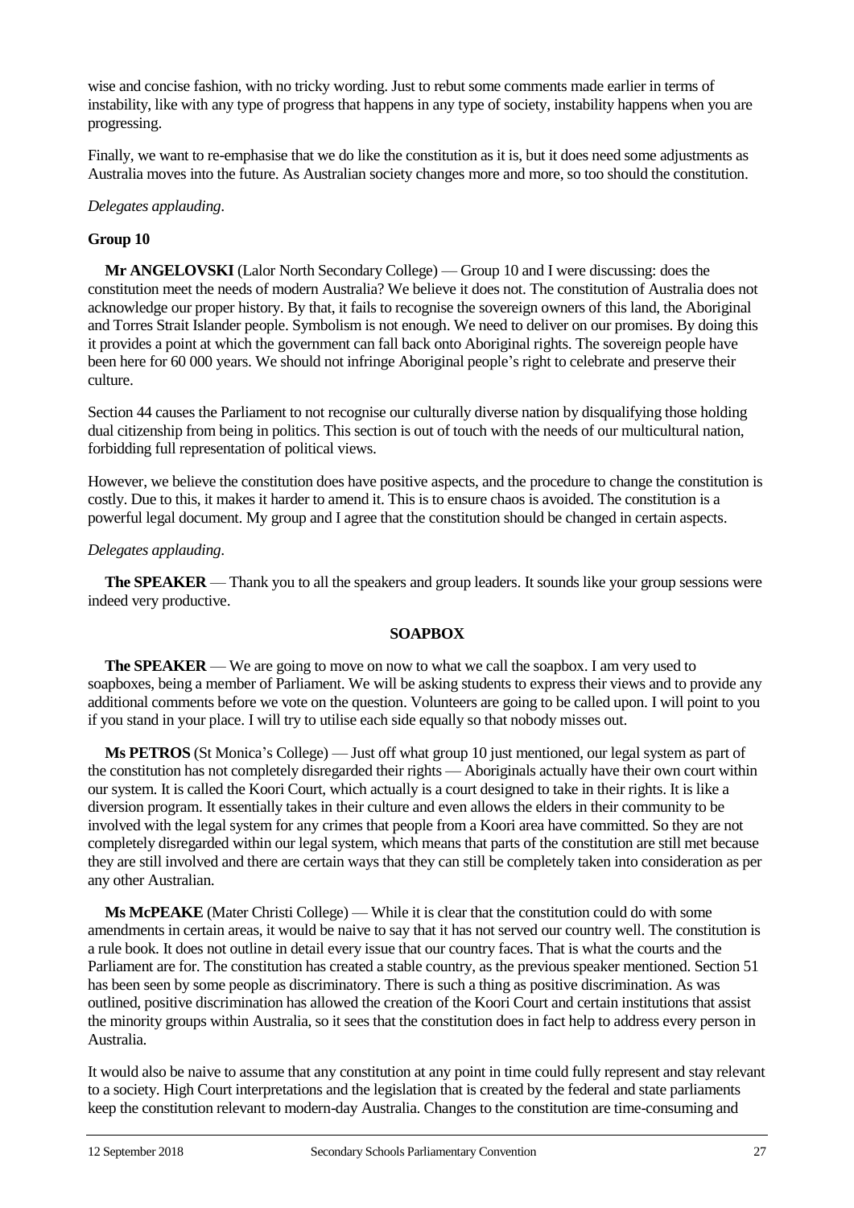wise and concise fashion, with no tricky wording. Just to rebut some comments made earlier in terms of instability, like with any type of progress that happens in any type of society, instability happens when you are progressing.

Finally, we want to re-emphasise that we do like the constitution as it is, but it does need some adjustments as Australia moves into the future. As Australian society changes more and more, so too should the constitution.

*Delegates applauding.*

**Group 10**

**Mr ANGELOVSKI** (Lalor North Secondary College) — Group 10 and I were discussing: does the constitution meet the needs of modern Australia? We believe it does not. The constitution of Australia does not acknowledge our proper history. By that, it fails to recognise the sovereign owners of this land, the Aboriginal and Torres Strait Islander people. Symbolism is not enough. We need to deliver on our promises. By doing this it provides a point at which the government can fall back onto Aboriginal rights. The sovereign people have been here for 60 000 years. We should not infringe Aboriginal people's right to celebrate and preserve their culture.

Section 44 causes the Parliament to not recognise our culturally diverse nation by disqualifying those holding dual citizenship from being in politics. This section is out of touch with the needs of our multicultural nation, forbidding full representation of political views.

However, we believe the constitution does have positive aspects, and the procedure to change the constitution is costly. Due to this, it makes it harder to amend it. This is to ensure chaos is avoided. The constitution is a powerful legal document. My group and I agree that the constitution should be changed in certain aspects.

*Delegates applauding.*

**The SPEAKER** — Thank you to all the speakers and group leaders. It sounds like your group sessions were indeed very productive.

## SOAPBOX

**The SPEAKER** — We are going to move on now to what we call the soapbox. I am very used to soapboxes, being a member of Parliament. We will be asking students to express their views and to provide any additional comments before we vote on the question. Volunteers are going to be called upon. I will point to you if you stand in your place. I will try to utilise each side equally so that nobody misses out.

**Ms PETROS** (St Monica's College) — Just off what group 10 just mentioned, our legal system as part of the constitution has not completely disregarded their rights — Aboriginals actually have their own court within our system. It is called the Koori Court, which actually is a court designed to take in their rights. It is like a diversion program. It essentially takes in their culture and even allows the elders in their community to be involved with the legal system for any crimes that people from a Koori area have committed. So they are not completely disregarded within our legal system, which means that parts of the constitution are still met because they are still involved and there are certain ways that they can still be completely taken into consideration as per any other Australian.

**Ms McPEAKE** (Mater Christi College) — While it is clear that the constitution could do with some amendments in certain areas, it would be naive to say that it has not served our country well. The constitution is a rule book. It does not outline in detail every issue that our country faces. That is what the courts and the Parliament are for. The constitution has created a stable country, as the previous speaker mentioned. Section 51 has been seen by some people as discriminatory. There is such a thing as positive discrimination. As was outlined, positive discrimination has allowed the creation of the Koori Court and certain institutions that assist the minority groups within Australia, so it sees that the constitution does in fact help to address every person in Australia.

It would also be naive to assume that any constitution at any point in time could fully represent and stay relevant to a society. High Court interpretations and the legislation that is created by the federal and state parliaments keep the constitution relevant to modern-day Australia. Changes to the constitution are time-consuming and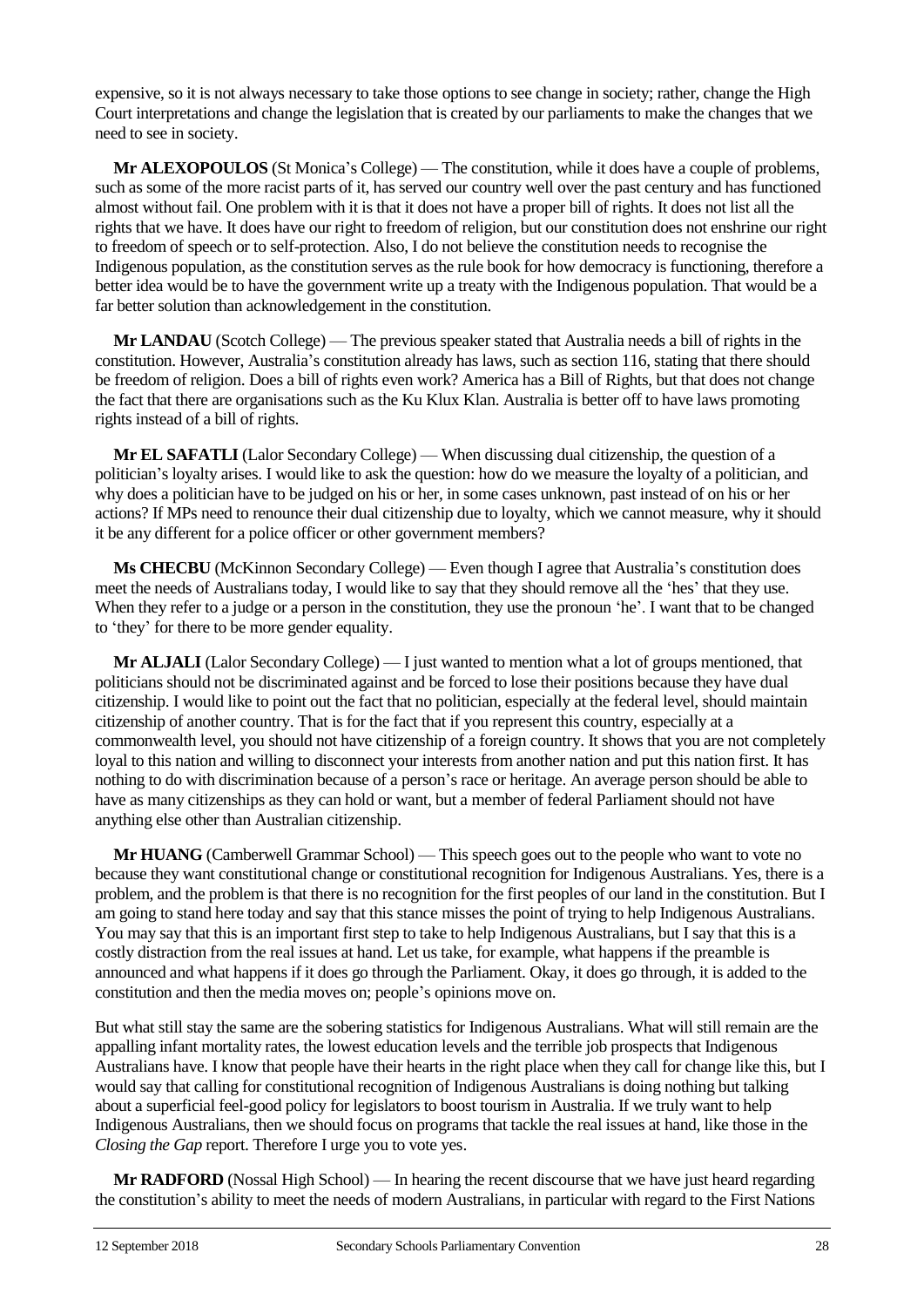expensive, so it is not always necessary to take those options to see change in society; rather, change the High Court interpretations and change the legislation that is created by our parliaments to make the changes that we need to see in society.

**Mr ALEXOPOULOS** (St Monica's College) — The constitution, while it does have a couple of problems, such as some of the more racist parts of it, has served our country well over the past century and has functioned almost without fail. One problem with it is that it does not have a proper bill of rights. It does not list all the rights that we have. It does have our right to freedom of religion, but our constitution does not enshrine our right to freedom of speech or to self-protection. Also, I do not believe the constitution needs to recognise the Indigenous population, as the constitution serves as the rule book for how democracy is functioning, therefore a better idea would be to have the government write up a treaty with the Indigenous population. That would be a far better solution than acknowledgement in the constitution.

**Mr LANDAU** (Scotch College) — The previous speaker stated that Australia needs a bill of rights in the constitution. However, Australia's constitution already has laws, such as section 116, stating that there should be freedom of religion. Does a bill of rights even work? America has a Bill of Rights, but that does not change the fact that there are organisations such as the Ku Klux Klan. Australia is better off to have laws promoting rights instead of a bill of rights.

**Mr EL SAFATLI** (Lalor Secondary College) — When discussing dual citizenship, the question of a politician's loyalty arises. I would like to ask the question: how do we measure the loyalty of a politician, and why does a politician have to be judged on his or her, in some cases unknown, past instead of on his or her actions? If MPs need to renounce their dual citizenship due to loyalty, which we cannot measure, why it should it be any different for a police officer or other government members?

**Ms CHECBU** (McKinnon Secondary College) — Even though I agree that Australia's constitution does meet the needs of Australians today, I would like to say that they should remove all the 'hes' that they use. When they refer to a judge or a person in the constitution, they use the pronoun 'he'. I want that to be changed to 'they' for there to be more gender equality.

**Mr ALJALI** (Lalor Secondary College) — I just wanted to mention what a lot of groups mentioned, that politicians should not be discriminated against and be forced to lose their positions because they have dual citizenship. I would like to point out the fact that no politician, especially at the federal level, should maintain citizenship of another country. That is for the fact that if you represent this country, especially at a commonwealth level, you should not have citizenship of a foreign country. It shows that you are not completely loyal to this nation and willing to disconnect your interests from another nation and put this nation first. It has nothing to do with discrimination because of a person's race or heritage. An average person should be able to have as many citizenships as they can hold or want, but a member of federal Parliament should not have anything else other than Australian citizenship.

**Mr HUANG** (Camberwell Grammar School) — This speech goes out to the people who want to vote no because they want constitutional change or constitutional recognition for Indigenous Australians. Yes, there is a problem, and the problem is that there is no recognition for the first peoples of our land in the constitution. But I am going to stand here today and say that this stance misses the point of trying to help Indigenous Australians. You may say that this is an important first step to take to help Indigenous Australians, but I say that this is a costly distraction from the real issues at hand. Let us take, for example, what happens if the preamble is announced and what happens if it does go through the Parliament. Okay, it does go through, it is added to the constitution and then the media moves on; people's opinions move on.

But what still stay the same are the sobering statistics for Indigenous Australians. What will still remain are the appalling infant mortality rates, the lowest education levels and the terrible job prospects that Indigenous Australians have. I know that people have their hearts in the right place when they call for change like this, but I would say that calling for constitutional recognition of Indigenous Australians is doing nothing but talking about a superficial feel-good policy for legislators to boost tourism in Australia. If we truly want to help Indigenous Australians, then we should focus on programs that tackle the real issues at hand, like those in the *Closing the Gap* report. Therefore I urge you to vote yes.

**Mr RADFORD** (Nossal High School) — In hearing the recent discourse that we have just heard regarding the constitution's ability to meet the needs of modern Australians, in particular with regard to the First Nations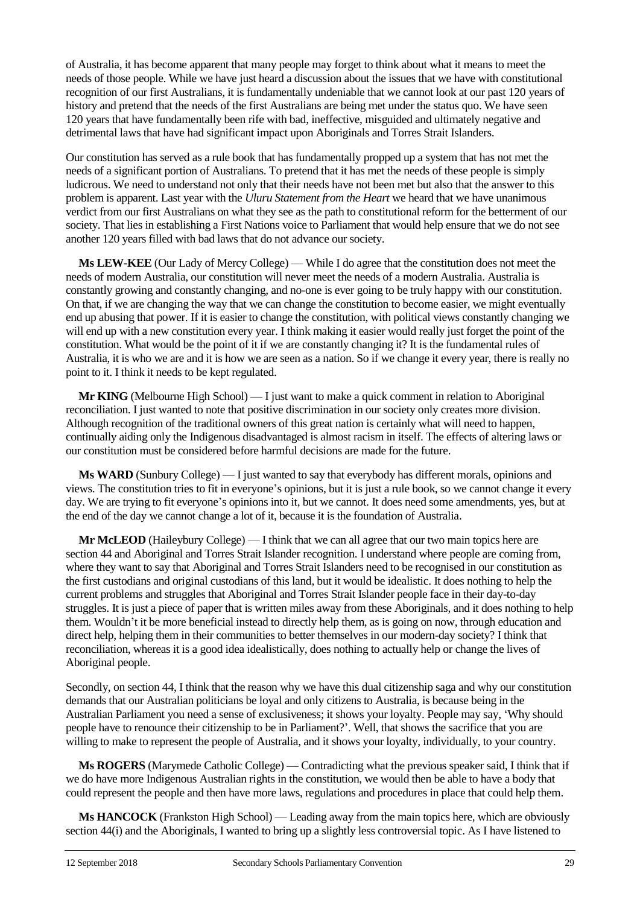of Australia, it has become apparent that many people may forget to think about what it means to meet the needs of those people. While we have just heard a discussion about the issues that we have with constitutional recognition of our first Australians, it is fundamentally undeniable that we cannot look at our past 120 years of history and pretend that the needs of the first Australians are being met under the status quo. We have seen 120 years that have fundamentally been rife with bad, ineffective, misguided and ultimately negative and detrimental laws that have had significant impact upon Aboriginals and Torres Strait Islanders.

Our constitution has served as a rule book that has fundamentally propped up a system that has not met the needs of a significant portion of Australians. To pretend that it has met the needs of these people is simply ludicrous. We need to understand not only that their needs have not been met but also that the answer to this problem is apparent. Last year with the *Uluru Statement from the Heart* we heard that we have unanimous verdict from our first Australians on what they see as the path to constitutional reform for the betterment of our society. That lies in establishing a First Nations voice to Parliament that would help ensure that we do not see another 120 years filled with bad laws that do not advance our society.

**Ms LEW-KEE** (Our Lady of Mercy College) — While I do agree that the constitution does not meet the needs of modern Australia, our constitution will never meet the needs of a modern Australia. Australia is constantly growing and constantly changing, and no-one is ever going to be truly happy with our constitution. On that, if we are changing the way that we can change the constitution to become easier, we might eventually end up abusing that power. If it is easier to change the constitution, with political views constantly changing we will end up with a new constitution every year. I think making it easier would really just forget the point of the constitution. What would be the point of it if we are constantly changing it? It is the fundamental rules of Australia, it is who we are and it is how we are seen as a nation. So if we change it every year, there is really no point to it. I think it needs to be kept regulated.

**Mr KING** (Melbourne High School) — I just want to make a quick comment in relation to Aboriginal reconciliation. I just wanted to note that positive discrimination in our society only creates more division. Although recognition of the traditional owners of this great nation is certainly what will need to happen, continually aiding only the Indigenous disadvantaged is almost racism in itself. The effects of altering laws or our constitution must be considered before harmful decisions are made for the future.

**Ms WARD** (Sunbury College) — I just wanted to say that everybody has different morals, opinions and views. The constitution tries to fit in everyone's opinions, but it is just a rule book, so we cannot change it every day. We are trying to fit everyone's opinions into it, but we cannot. It does need some amendments, yes, but at the end of the day we cannot change a lot of it, because it is the foundation of Australia.

**Mr McLEOD** (Haileybury College) — I think that we can all agree that our two main topics here are section 44 and Aboriginal and Torres Strait Islander recognition. I understand where people are coming from, where they want to say that Aboriginal and Torres Strait Islanders need to be recognised in our constitution as the first custodians and original custodians of this land, but it would be idealistic. It does nothing to help the current problems and struggles that Aboriginal and Torres Strait Islander people face in their day-to-day struggles. It is just a piece of paper that is written miles away from these Aboriginals, and it does nothing to help them. Wouldn't it be more beneficial instead to directly help them, as is going on now, through education and direct help, helping them in their communities to better themselves in our modern-day society? I think that reconciliation, whereas it is a good idea idealistically, does nothing to actually help or change the lives of Aboriginal people.

Secondly, on section 44, I think that the reason why we have this dual citizenship saga and why our constitution demands that our Australian politicians be loyal and only citizens to Australia, is because being in the Australian Parliament you need a sense of exclusiveness; it shows your loyalty. People may say, 'Why should people have to renounce their citizenship to be in Parliament?'. Well, that shows the sacrifice that you are willing to make to represent the people of Australia, and it shows your loyalty, individually, to your country.

**Ms ROGERS** (Marymede Catholic College) — Contradicting what the previous speaker said, I think that if we do have more Indigenous Australian rights in the constitution, we would then be able to have a body that could represent the people and then have more laws, regulations and procedures in place that could help them.

**Ms HANCOCK** (Frankston High School) — Leading away from the main topics here, which are obviously section 44(i) and the Aboriginals, I wanted to bring up a slightly less controversial topic. As I have listened to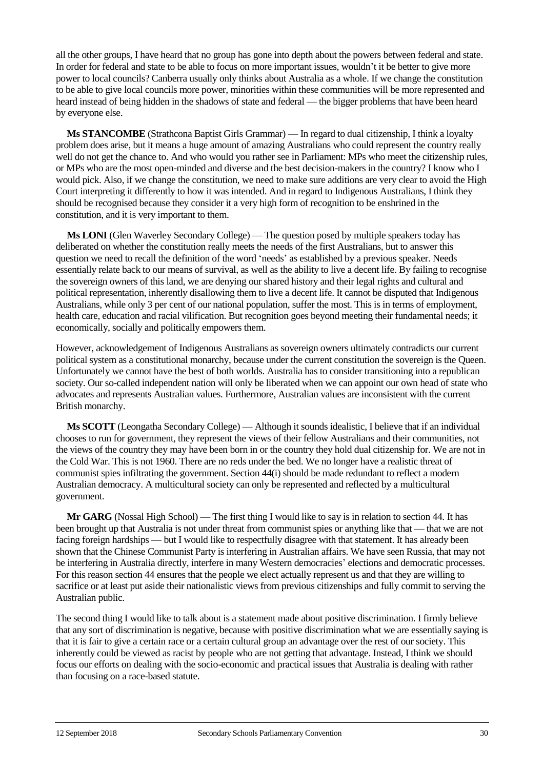all the other groups, I have heard that no group has gone into depth about the powers between federal and state. In order for federal and state to be able to focus on more important issues, wouldn't it be better to give more power to local councils? Canberra usually only thinks about Australia as a whole. If we change the constitution to be able to give local councils more power, minorities within these communities will be more represented and heard instead of being hidden in the shadows of state and federal — the bigger problems that have been heard by everyone else.

**Ms STANCOMBE** (Strathcona Baptist Girls Grammar) — In regard to dual citizenship, I think a loyalty problem does arise, but it means a huge amount of amazing Australians who could represent the country really well do not get the chance to. And who would you rather see in Parliament: MPs who meet the citizenship rules, or MPs who are the most open-minded and diverse and the best decision-makers in the country? I know who I would pick. Also, if we change the constitution, we need to make sure additions are very clear to avoid the High Court interpreting it differently to how it was intended. And in regard to Indigenous Australians, I think they should be recognised because they consider it a very high form of recognition to be enshrined in the constitution, and it is very important to them.

**Ms LONI** (Glen Waverley Secondary College) — The question posed by multiple speakers today has deliberated on whether the constitution really meets the needs of the first Australians, but to answer this question we need to recall the definition of the word 'needs' as established by a previous speaker. Needs essentially relate back to our means of survival, as well as the ability to live a decent life. By failing to recognise the sovereign owners of this land, we are denying our shared history and their legal rights and cultural and political representation, inherently disallowing them to live a decent life. It cannot be disputed that Indigenous Australians, while only 3 per cent of our national population, suffer the most. This is in terms of employment, health care, education and racial vilification. But recognition goes beyond meeting their fundamental needs; it economically, socially and politically empowers them.

However, acknowledgement of Indigenous Australians as sovereign owners ultimately contradicts our current political system as a constitutional monarchy, because under the current constitution the sovereign is the Queen. Unfortunately we cannot have the best of both worlds. Australia has to consider transitioning into a republican society. Our so-called independent nation will only be liberated when we can appoint our own head of state who advocates and represents Australian values. Furthermore, Australian values are inconsistent with the current British monarchy.

**Ms SCOTT** (Leongatha Secondary College) — Although it sounds idealistic, I believe that if an individual chooses to run for government, they represent the views of their fellow Australians and their communities, not the views of the country they may have been born in or the country they hold dual citizenship for. We are not in the Cold War. This is not 1960. There are no reds under the bed. We no longer have a realistic threat of communist spies infiltrating the government. Section 44(i) should be made redundant to reflect a modern Australian democracy. A multicultural society can only be represented and reflected by a multicultural government.

**Mr GARG** (Nossal High School) — The first thing I would like to say is in relation to section 44. It has been brought up that Australia is not under threat from communist spies or anything like that — that we are not facing foreign hardships — but I would like to respectfully disagree with that statement. It has already been shown that the Chinese Communist Party is interfering in Australian affairs. We have seen Russia, that may not be interfering in Australia directly, interfere in many Western democracies' elections and democratic processes. For this reason section 44 ensures that the people we elect actually represent us and that they are willing to sacrifice or at least put aside their nationalistic views from previous citizenships and fully commit to serving the Australian public.

The second thing I would like to talk about is a statement made about positive discrimination. I firmly believe that any sort of discrimination is negative, because with positive discrimination what we are essentially saying is that it is fair to give a certain race or a certain cultural group an advantage over the rest of our society. This inherently could be viewed as racist by people who are not getting that advantage. Instead, I think we should focus our efforts on dealing with the socio-economic and practical issues that Australia is dealing with rather than focusing on a race-based statute.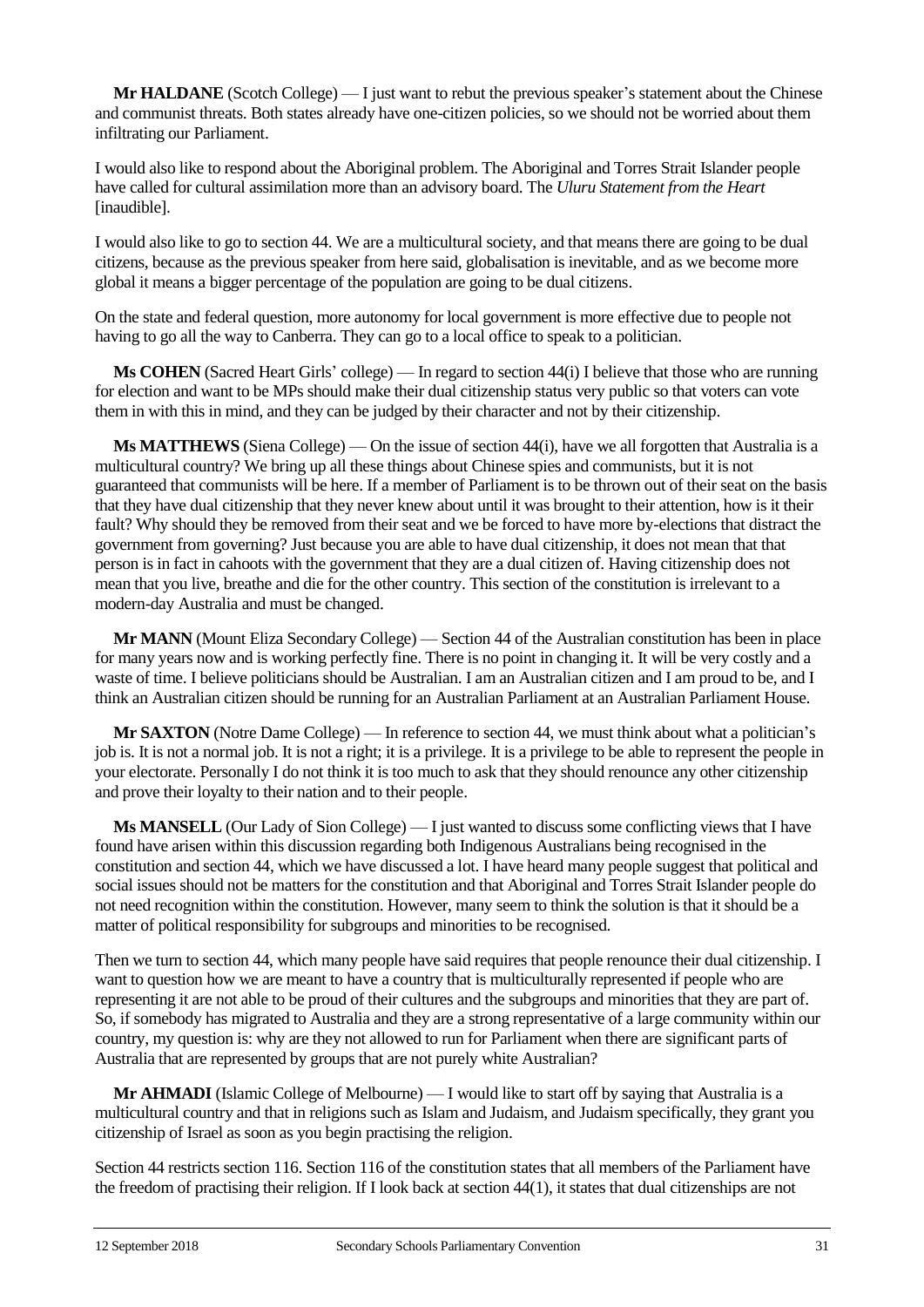**Mr HALDANE** (Scotch College) — I just want to rebut the previous speaker's statement about the Chinese and communist threats. Both states already have one-citizen policies, so we should not be worried about them infiltrating our Parliament.

I would also like to respond about the Aboriginal problem. The Aboriginal and Torres Strait Islander people have called for cultural assimilation more than an advisory board. The *Uluru Statement from the Heart* [inaudible].

I would also like to go to section 44. We are a multicultural society, and that means there are going to be dual citizens, because as the previous speaker from here said, globalisation is inevitable, and as we become more global it means a bigger percentage of the population are going to be dual citizens.

On the state and federal question, more autonomy for local government is more effective due to people not having to go all the way to Canberra. They can go to a local office to speak to a politician.

**Ms COHEN** (Sacred Heart Girls' college) — In regard to section 44(i) I believe that those who are running for election and want to be MPs should make their dual citizenship status very public so that voters can vote them in with this in mind, and they can be judged by their character and not by their citizenship.

**Ms MATTHEWS** (Siena College) — On the issue of section 44(i), have we all forgotten that Australia is a multicultural country? We bring up all these things about Chinese spies and communists, but it is not guaranteed that communists will be here. If a member of Parliament is to be thrown out of their seat on the basis that they have dual citizenship that they never knew about until it was brought to their attention, how is it their fault? Why should they be removed from their seat and we be forced to have more by-elections that distract the government from governing? Just because you are able to have dual citizenship, it does not mean that that person is in fact in cahoots with the government that they are a dual citizen of. Having citizenship does not mean that you live, breathe and die for the other country. This section of the constitution is irrelevant to a modern-day Australia and must be changed.

**Mr MANN** (Mount Eliza Secondary College) — Section 44 of the Australian constitution has been in place for many years now and is working perfectly fine. There is no point in changing it. It will be very costly and a waste of time. I believe politicians should be Australian. I am an Australian citizen and I am proud to be, and I think an Australian citizen should be running for an Australian Parliament at an Australian Parliament House.

**Mr SAXTON** (Notre Dame College) — In reference to section 44, we must think about what a politician's job is. It is not a normal job. It is not a right; it is a privilege. It is a privilege to be able to represent the people in your electorate. Personally I do not think it is too much to ask that they should renounce any other citizenship and prove their loyalty to their nation and to their people.

**Ms MANSELL** (Our Lady of Sion College) — I just wanted to discuss some conflicting views that I have found have arisen within this discussion regarding both Indigenous Australians being recognised in the constitution and section 44, which we have discussed a lot. I have heard many people suggest that political and social issues should not be matters for the constitution and that Aboriginal and Torres Strait Islander people do not need recognition within the constitution. However, many seem to think the solution is that it should be a matter of political responsibility for subgroups and minorities to be recognised.

Then we turn to section 44, which many people have said requires that people renounce their dual citizenship. I want to question how we are meant to have a country that is multiculturally represented if people who are representing it are not able to be proud of their cultures and the subgroups and minorities that they are part of. So, if somebody has migrated to Australia and they are a strong representative of a large community within our country, my question is: why are they not allowed to run for Parliament when there are significant parts of Australia that are represented by groups that are not purely white Australian?

**Mr AHMADI** (Islamic College of Melbourne) — I would like to start off by saying that Australia is a multicultural country and that in religions such as Islam and Judaism, and Judaism specifically, they grant you citizenship of Israel as soon as you begin practising the religion.

Section 44 restricts section 116. Section 116 of the constitution states that all members of the Parliament have the freedom of practising their religion. If I look back at section 44(1), it states that dual citizenships are not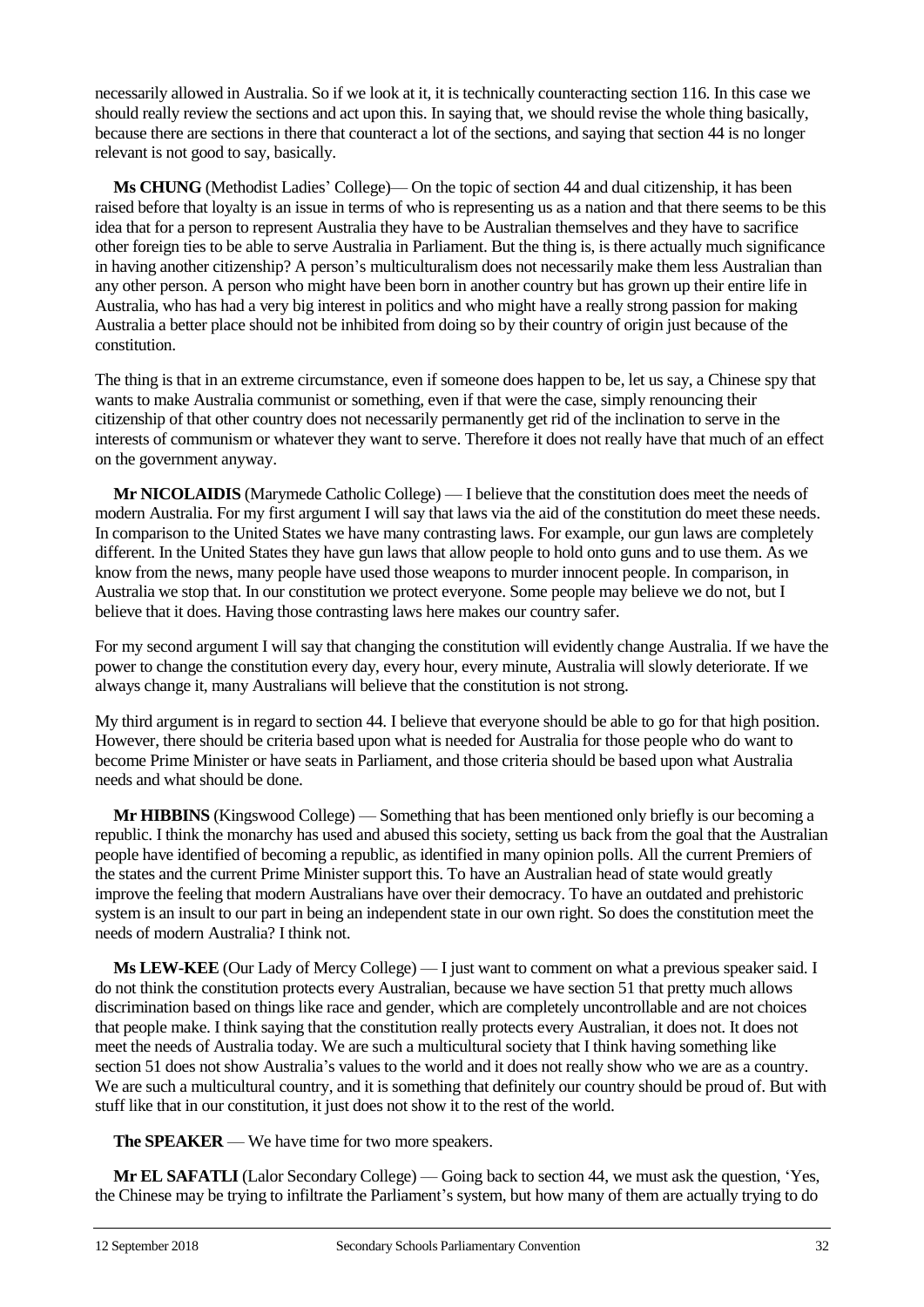necessarily allowed in Australia. So if we look at it, it is technically counteracting section 116. In this case we should really review the sections and act upon this. In saying that, we should revise the whole thing basically, because there are sections in there that counteract a lot of the sections, and saying that section 44 is no longer relevant is not good to say, basically.

**Ms CHUNG** (Methodist Ladies' College)— On the topic of section 44 and dual citizenship, it has been raised before that loyalty is an issue in terms of who is representing us as a nation and that there seems to be this idea that for a person to represent Australia they have to be Australian themselves and they have to sacrifice other foreign ties to be able to serve Australia in Parliament. But the thing is, is there actually much significance in having another citizenship? A person's multiculturalism does not necessarily make them less Australian than any other person. A person who might have been born in another country but has grown up their entire life in Australia, who has had a very big interest in politics and who might have a really strong passion for making Australia a better place should not be inhibited from doing so by their country of origin just because of the constitution.

The thing is that in an extreme circumstance, even if someone does happen to be, let us say, a Chinese spy that wants to make Australia communist or something, even if that were the case, simply renouncing their citizenship of that other country does not necessarily permanently get rid of the inclination to serve in the interests of communism or whatever they want to serve. Therefore it does not really have that much of an effect on the government anyway.

**Mr NICOLAIDIS** (Marymede Catholic College) — I believe that the constitution does meet the needs of modern Australia. For my first argument I will say that laws via the aid of the constitution do meet these needs. In comparison to the United States we have many contrasting laws. For example, our gun laws are completely different. In the United States they have gun laws that allow people to hold onto guns and to use them. As we know from the news, many people have used those weapons to murder innocent people. In comparison, in Australia we stop that. In our constitution we protect everyone. Some people may believe we do not, but I believe that it does. Having those contrasting laws here makes our country safer.

For my second argument I will say that changing the constitution will evidently change Australia. If we have the power to change the constitution every day, every hour, every minute, Australia will slowly deteriorate. If we always change it, many Australians will believe that the constitution is not strong.

My third argument is in regard to section 44. I believe that everyone should be able to go for that high position. However, there should be criteria based upon what is needed for Australia for those people who do want to become Prime Minister or have seats in Parliament, and those criteria should be based upon what Australia needs and what should be done.

**Mr HIBBINS** (Kingswood College) — Something that has been mentioned only briefly is our becoming a republic. I think the monarchy has used and abused this society, setting us back from the goal that the Australian people have identified of becoming a republic, as identified in many opinion polls. All the current Premiers of the states and the current Prime Minister support this. To have an Australian head of state would greatly improve the feeling that modern Australians have over their democracy. To have an outdated and prehistoric system is an insult to our part in being an independent state in our own right. So does the constitution meet the needs of modern Australia? I think not.

**Ms LEW-KEE** (Our Lady of Mercy College) — I just want to comment on what a previous speaker said. I do not think the constitution protects every Australian, because we have section 51 that pretty much allows discrimination based on things like race and gender, which are completely uncontrollable and are not choices that people make. I think saying that the constitution really protects every Australian, it does not. It does not meet the needs of Australia today. We are such a multicultural society that I think having something like section 51 does not show Australia's values to the world and it does not really show who we are as a country. We are such a multicultural country, and it is something that definitely our country should be proud of. But with stuff like that in our constitution, it just does not show it to the rest of the world.

**The SPEAKER** — We have time for two more speakers.

**Mr EL SAFATLI** (Lalor Secondary College) — Going back to section 44, we must ask the question, 'Yes, the Chinese may be trying to infiltrate the Parliament's system, but how many of them are actually trying to do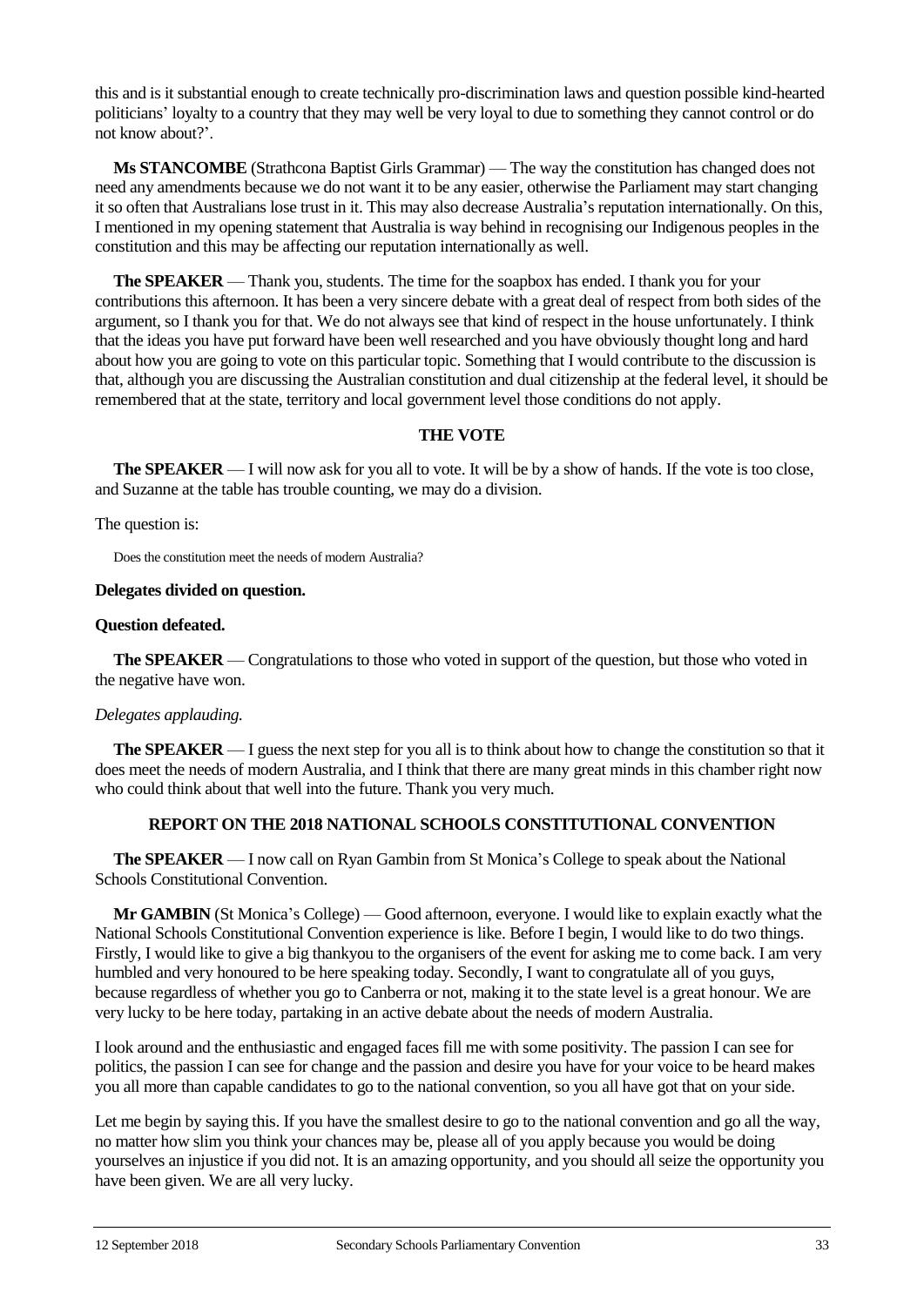this and is it substantial enough to create technically pro-discrimination laws and question possible kind-hearted politicians' loyalty to a country that they may well be very loyal to due to something they cannot control or do not know about?'.

**Ms STANCOMBE** (Strathcona Baptist Girls Grammar) — The way the constitution has changed does not need any amendments because we do not want it to be any easier, otherwise the Parliament may start changing it so often that Australians lose trust in it. This may also decrease Australia's reputation internationally. On this, I mentioned in my opening statement that Australia is way behind in recognising our Indigenous peoples in the constitution and this may be affecting our reputation internationally as well.

**The SPEAKER** — Thank you, students. The time for the soapbox has ended. I thank you for your contributions this afternoon. It has been a very sincere debate with a great deal of respect from both sides of the argument, so I thank you for that. We do not always see that kind of respect in the house unfortunately. I think that the ideas you have put forward have been well researched and you have obviously thought long and hard about how you are going to vote on this particular topic. Something that I would contribute to the discussion is that, although you are discussing the Australian constitution and dual citizenship at the federal level, it should be remembered that at the state, territory and local government level those conditions do not apply.

## THE VOTE

**The SPEAKER** — I will now ask for you all to vote. It will be by a show of hands. If the vote is too close, and Suzanne at the table has trouble counting, we may do a division.

The question is:

> Does the constitution meet the needs of modern Australia?

**Delegates divided on question.**

**Question defeated.**

**The SPEAKER** — Congratulations to those who voted in support of the question, but those who voted in the negative have won.

*Delegates applauding.*

**The SPEAKER** — I guess the next step for you all is to think about how to change the constitution so that it does meet the needs of modern Australia, and I think that there are many great minds in this chamber right now who could think about that well into the future. Thank you very much.

## REPORT ON THE 2018 NATIONAL SCHOOLS CONSTITUTIONAL CONVENTION

**The SPEAKER** — I now call on Ryan Gambin from St Monica's College to speak about the National Schools Constitutional Convention.

**Mr GAMBIN** (St Monica's College) — Good afternoon, everyone. I would like to explain exactly what the National Schools Constitutional Convention experience is like. Before I begin, I would like to do two things. Firstly, I would like to give a big thankyou to the organisers of the event for asking me to come back. I am very humbled and very honoured to be here speaking today. Secondly, I want to congratulate all of you guys, because regardless of whether you go to Canberra or not, making it to the state level is a great honour. We are very lucky to be here today, partaking in an active debate about the needs of modern Australia.

I look around and the enthusiastic and engaged faces fill me with some positivity. The passion I can see for politics, the passion I can see for change and the passion and desire you have for your voice to be heard makes you all more than capable candidates to go to the national convention, so you all have got that on your side.

Let me begin by saying this. If you have the smallest desire to go to the national convention and go all the way, no matter how slim you think your chances may be, please all of you apply because you would be doing yourselves an injustice if you did not. It is an amazing opportunity, and you should all seize the opportunity you have been given. We are all very lucky.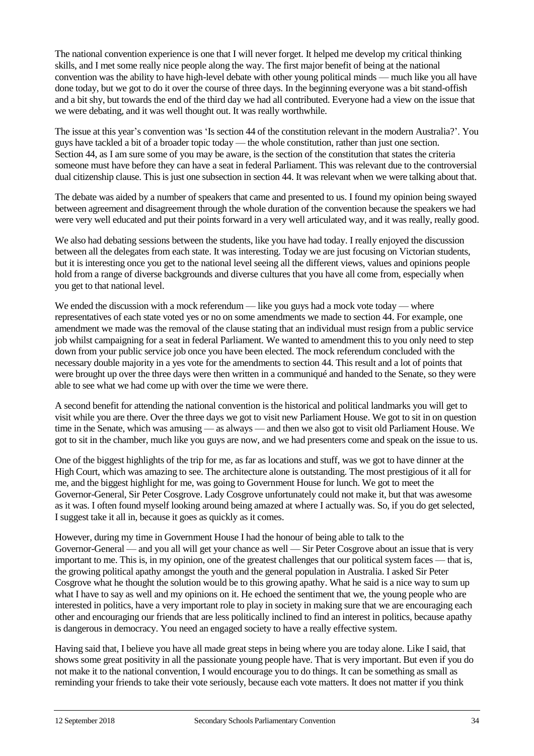The national convention experience is one that I will never forget. It helped me develop my critical thinking skills, and I met some really nice people along the way. The first major benefit of being at the national convention was the ability to have high-level debate with other young political minds — much like you all have done today, but we got to do it over the course of three days. In the beginning everyone was a bit stand-offish and a bit shy, but towards the end of the third day we had all contributed. Everyone had a view on the issue that we were debating, and it was well thought out. It was really worthwhile.

The issue at this year's convention was 'Is section 44 of the constitution relevant in the modern Australia?'. You guys have tackled a bit of a broader topic today — the whole constitution, rather than just one section. Section 44, as I am sure some of you may be aware, is the section of the constitution that states the criteria someone must have before they can have a seat in federal Parliament. This was relevant due to the controversial dual citizenship clause. This is just one subsection in section 44. It was relevant when we were talking about that.

The debate was aided by a number of speakers that came and presented to us. I found my opinion being swayed between agreement and disagreement through the whole duration of the convention because the speakers we had were very well educated and put their points forward in a very well articulated way, and it was really, really good.

We also had debating sessions between the students, like you have had today. I really enjoyed the discussion between all the delegates from each state. It was interesting. Today we are just focusing on Victorian students, but it is interesting once you get to the national level seeing all the different views, values and opinions people hold from a range of diverse backgrounds and diverse cultures that you have all come from, especially when you get to that national level.

We ended the discussion with a mock referendum — like you guys had a mock vote today — where representatives of each state voted yes or no on some amendments we made to section 44. For example, one amendment we made was the removal of the clause stating that an individual must resign from a public service job whilst campaigning for a seat in federal Parliament. We wanted to amendment this to you only need to step down from your public service job once you have been elected. The mock referendum concluded with the necessary double majority in a yes vote for the amendments to section 44. This result and a lot of points that were brought up over the three days were then written in a communiqué and handed to the Senate, so they were able to see what we had come up with over the time we were there.

A second benefit for attending the national convention is the historical and political landmarks you will get to visit while you are there. Over the three days we got to visit new Parliament House. We got to sit in on question time in the Senate, which was amusing — as always — and then we also got to visit old Parliament House. We got to sit in the chamber, much like you guys are now, and we had presenters come and speak on the issue to us.

One of the biggest highlights of the trip for me, as far as locations and stuff, was we got to have dinner at the High Court, which was amazing to see. The architecture alone is outstanding. The most prestigious of it all for me, and the biggest highlight for me, was going to Government House for lunch. We got to meet the Governor-General, Sir Peter Cosgrove. Lady Cosgrove unfortunately could not make it, but that was awesome as it was. I often found myself looking around being amazed at where I actually was. So, if you do get selected, I suggest take it all in, because it goes as quickly as it comes.

However, during my time in Government House I had the honour of being able to talk to the Governor-General — and you all will get your chance as well — Sir Peter Cosgrove about an issue that is very important to me. This is, in my opinion, one of the greatest challenges that our political system faces — that is, the growing political apathy amongst the youth and the general population in Australia. I asked Sir Peter Cosgrove what he thought the solution would be to this growing apathy. What he said is a nice way to sum up what I have to say as well and my opinions on it. He echoed the sentiment that we, the young people who are interested in politics, have a very important role to play in society in making sure that we are encouraging each other and encouraging our friends that are less politically inclined to find an interest in politics, because apathy is dangerous in democracy. You need an engaged society to have a really effective system.

Having said that, I believe you have all made great steps in being where you are today alone. Like I said, that shows some great positivity in all the passionate young people have. That is very important. But even if you do not make it to the national convention, I would encourage you to do things. It can be something as small as reminding your friends to take their vote seriously, because each vote matters. It does not matter if you think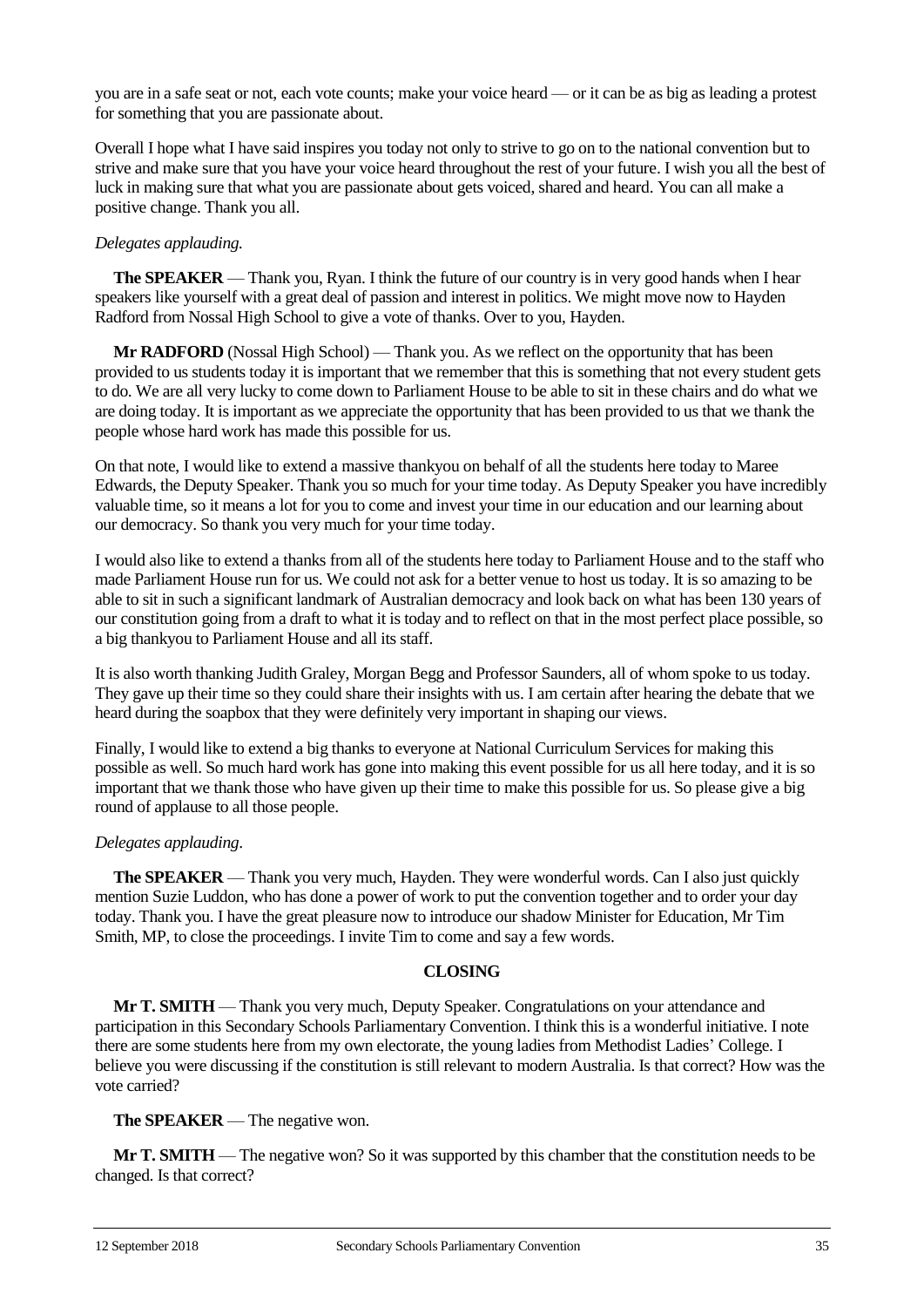you are in a safe seat or not, each vote counts; make your voice heard — or it can be as big as leading a protest for something that you are passionate about.

Overall I hope what I have said inspires you today not only to strive to go on to the national convention but to strive and make sure that you have your voice heard throughout the rest of your future. I wish you all the best of luck in making sure that what you are passionate about gets voiced, shared and heard. You can all make a positive change. Thank you all.

*Delegates applauding.*

**The SPEAKER** — Thank you, Ryan. I think the future of our country is in very good hands when I hear speakers like yourself with a great deal of passion and interest in politics. We might move now to Hayden Radford from Nossal High School to give a vote of thanks. Over to you, Hayden.

**Mr RADFORD** (Nossal High School) — Thank you. As we reflect on the opportunity that has been provided to us students today it is important that we remember that this is something that not every student gets to do. We are all very lucky to come down to Parliament House to be able to sit in these chairs and do what we are doing today. It is important as we appreciate the opportunity that has been provided to us that we thank the people whose hard work has made this possible for us.

On that note, I would like to extend a massive thankyou on behalf of all the students here today to Maree Edwards, the Deputy Speaker. Thank you so much for your time today. As Deputy Speaker you have incredibly valuable time, so it means a lot for you to come and invest your time in our education and our learning about our democracy. So thank you very much for your time today.

I would also like to extend a thanks from all of the students here today to Parliament House and to the staff who made Parliament House run for us. We could not ask for a better venue to host us today. It is so amazing to be able to sit in such a significant landmark of Australian democracy and look back on what has been 130 years of our constitution going from a draft to what it is today and to reflect on that in the most perfect place possible, so a big thankyou to Parliament House and all its staff.

It is also worth thanking Judith Graley, Morgan Begg and Professor Saunders, all of whom spoke to us today. They gave up their time so they could share their insights with us. I am certain after hearing the debate that we heard during the soapbox that they were definitely very important in shaping our views.

Finally, I would like to extend a big thanks to everyone at National Curriculum Services for making this possible as well. So much hard work has gone into making this event possible for us all here today, and it is so important that we thank those who have given up their time to make this possible for us. So please give a big round of applause to all those people.

*Delegates applauding.*

**The SPEAKER** — Thank you very much, Hayden. They were wonderful words. Can I also just quickly mention Suzie Luddon, who has done a power of work to put the convention together and to order your day today. Thank you. I have the great pleasure now to introduce our shadow Minister for Education, Mr Tim Smith, MP, to close the proceedings. I invite Tim to come and say a few words.

## CLOSING

**Mr T. SMITH** — Thank you very much, Deputy Speaker. Congratulations on your attendance and participation in this Secondary Schools Parliamentary Convention. I think this is a wonderful initiative. I note there are some students here from my own electorate, the young ladies from Methodist Ladies' College. I believe you were discussing if the constitution is still relevant to modern Australia. Is that correct? How was the vote carried?

**The SPEAKER** — The negative won.

**Mr T. SMITH** — The negative won? So it was supported by this chamber that the constitution needs to be changed. Is that correct?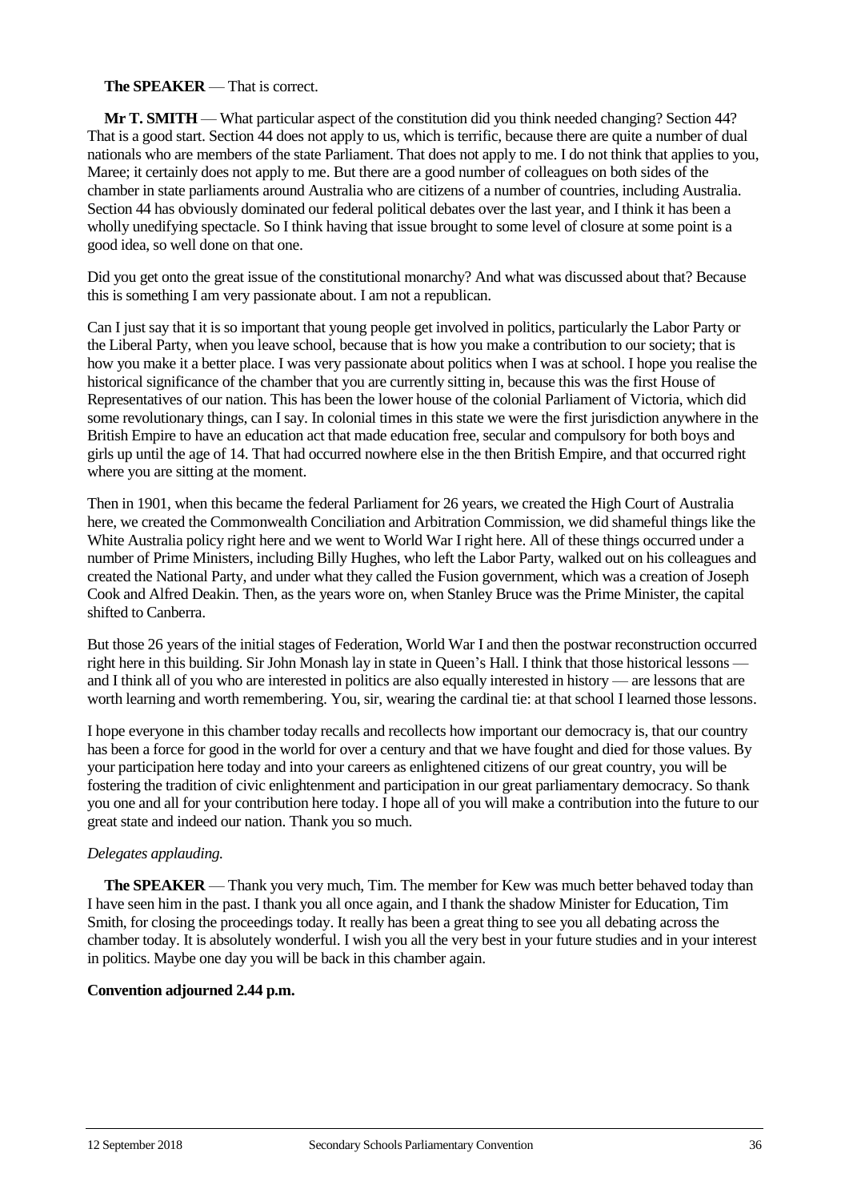**The SPEAKER** — That is correct.

**Mr T. SMITH** — What particular aspect of the constitution did you think needed changing? Section 44? That is a good start. Section 44 does not apply to us, which is terrific, because there are quite a number of dual nationals who are members of the state Parliament. That does not apply to me. I do not think that applies to you, Maree; it certainly does not apply to me. But there are a good number of colleagues on both sides of the chamber in state parliaments around Australia who are citizens of a number of countries, including Australia. Section 44 has obviously dominated our federal political debates over the last year, and I think it has been a wholly unedifying spectacle. So I think having that issue brought to some level of closure at some point is a good idea, so well done on that one.

Did you get onto the great issue of the constitutional monarchy? And what was discussed about that? Because this is something I am very passionate about. I am not a republican.

Can I just say that it is so important that young people get involved in politics, particularly the Labor Party or the Liberal Party, when you leave school, because that is how you make a contribution to our society; that is how you make it a better place. I was very passionate about politics when I was at school. I hope you realise the historical significance of the chamber that you are currently sitting in, because this was the first House of Representatives of our nation. This has been the lower house of the colonial Parliament of Victoria, which did some revolutionary things, can I say. In colonial times in this state we were the first jurisdiction anywhere in the British Empire to have an education act that made education free, secular and compulsory for both boys and girls up until the age of 14. That had occurred nowhere else in the then British Empire, and that occurred right where you are sitting at the moment.

Then in 1901, when this became the federal Parliament for 26 years, we created the High Court of Australia here, we created the Commonwealth Conciliation and Arbitration Commission, we did shameful things like the White Australia policy right here and we went to World War I right here. All of these things occurred under a number of Prime Ministers, including Billy Hughes, who left the Labor Party, walked out on his colleagues and created the National Party, and under what they called the Fusion government, which was a creation of Joseph Cook and Alfred Deakin. Then, as the years wore on, when Stanley Bruce was the Prime Minister, the capital shifted to Canberra.

But those 26 years of the initial stages of Federation, World War I and then the postwar reconstruction occurred right here in this building. Sir John Monash lay in state in Queen's Hall. I think that those historical lessons — and I think all of you who are interested in politics are also equally interested in history — are lessons that are worth learning and worth remembering. You, sir, wearing the cardinal tie: at that school I learned those lessons.

I hope everyone in this chamber today recalls and recollects how important our democracy is, that our country has been a force for good in the world for over a century and that we have fought and died for those values. By your participation here today and into your careers as enlightened citizens of our great country, you will be fostering the tradition of civic enlightenment and participation in our great parliamentary democracy. So thank you one and all for your contribution here today. I hope all of you will make a contribution into the future to our great state and indeed our nation. Thank you so much.

*Delegates applauding.*

**The SPEAKER** — Thank you very much, Tim. The member for Kew was much better behaved today than I have seen him in the past. I thank you all once again, and I thank the shadow Minister for Education, Tim Smith, for closing the proceedings today. It really has been a great thing to see you all debating across the chamber today. It is absolutely wonderful. I wish you all the very best in your future studies and in your interest in politics. Maybe one day you will be back in this chamber again.

**Convention adjourned 2.44 p.m.**